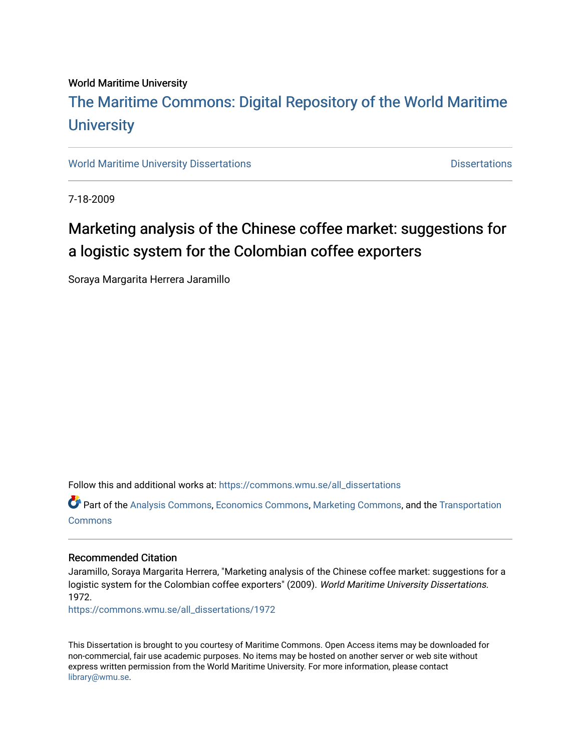World Maritime University

# The Maritime Commons: Digital Repository of the World Maritime University

World Maritime University Dissertations | Dissertations

7-18-2009

## Marketing analysis of the Chinese coffee market: suggestions for a logistic system for the Colombian coffee exporters

Soraya Margarita Herrera Jaramillo

Follow this and additional works at: https://commons.wmu.se/all_dissertations

Part of the Analysis Commons, Economics Commons, Marketing Commons, and the Transportation Commons

### Recommended Citation

Jaramillo, Soraya Margarita Herrera, "Marketing analysis of the Chinese coffee market: suggestions for a logistic system for the Colombian coffee exporters" (2009). *World Maritime University Dissertations*. 1972.
https://commons.wmu.se/all_dissertations/1972

This Dissertation is brought to you courtesy of Maritime Commons. Open Access items may be downloaded for non-commercial, fair use academic purposes. No items may be hosted on another server or web site without express written permission from the World Maritime University. For more information, please contact library@wmu.se.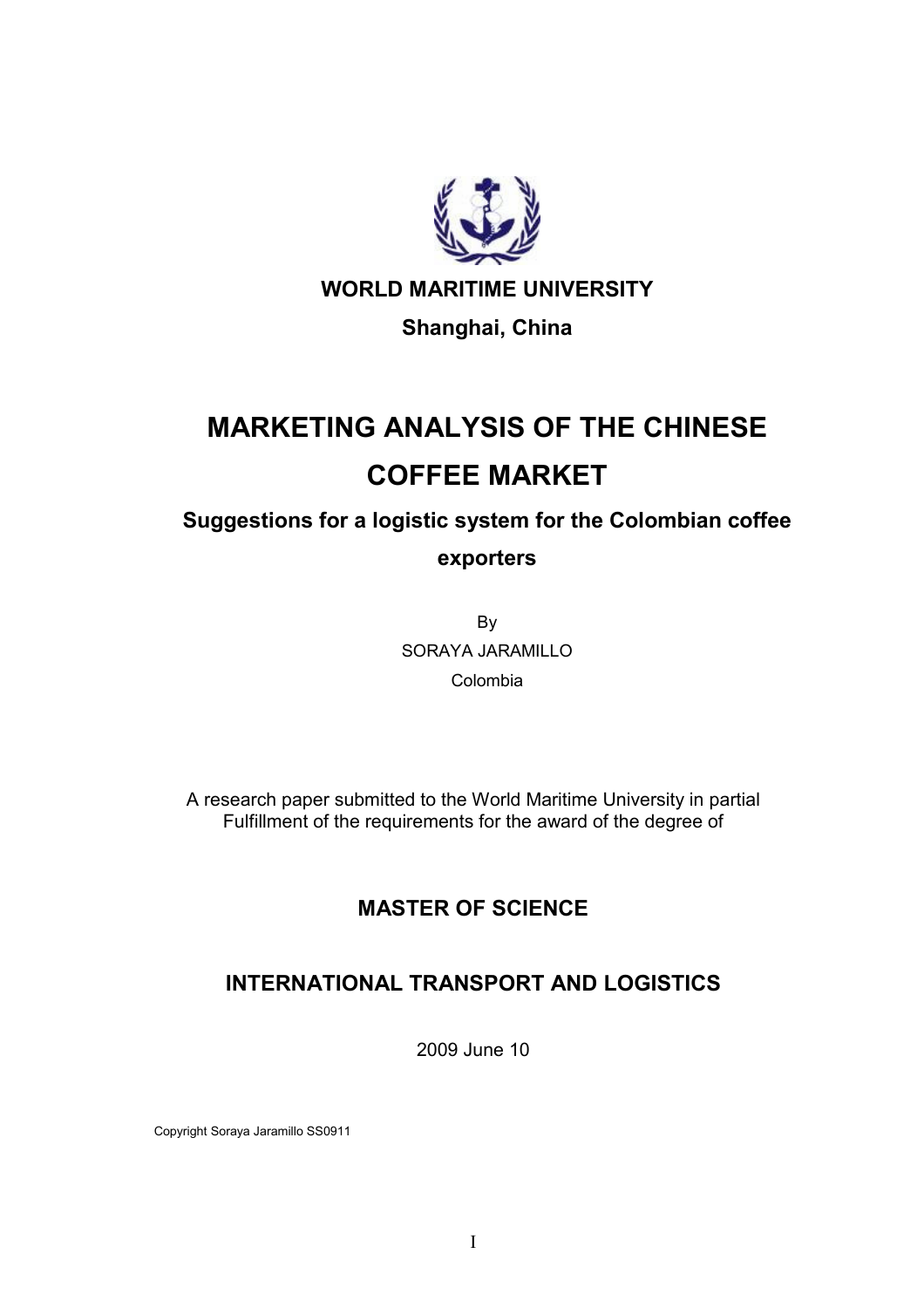**WORLD MARITIME UNIVERSITY**

**Shanghai, China**

# MARKETING ANALYSIS OF THE CHINESE COFFEE MARKET

## Suggestions for a logistic system for the Colombian coffee exporters

By

SORAYA JARAMILLO

Colombia

A research paper submitted to the World Maritime University in partial Fulfillment of the requirements for the award of the degree of

**MASTER OF SCIENCE**

**INTERNATIONAL TRANSPORT AND LOGISTICS**

2009 June 10

Copyright Soraya Jaramillo SS0911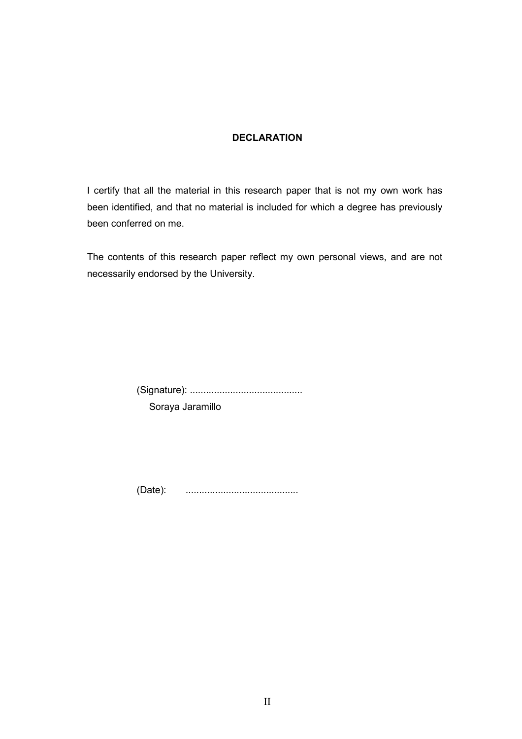**DECLARATION**

I certify that all the material in this research paper that is not my own work has been identified, and that no material is included for which a degree has previously been conferred on me.

The contents of this research paper reflect my own personal views, and are not necessarily endorsed by the University.

(Signature): ..........................................
Soraya Jaramillo

(Date): ..........................................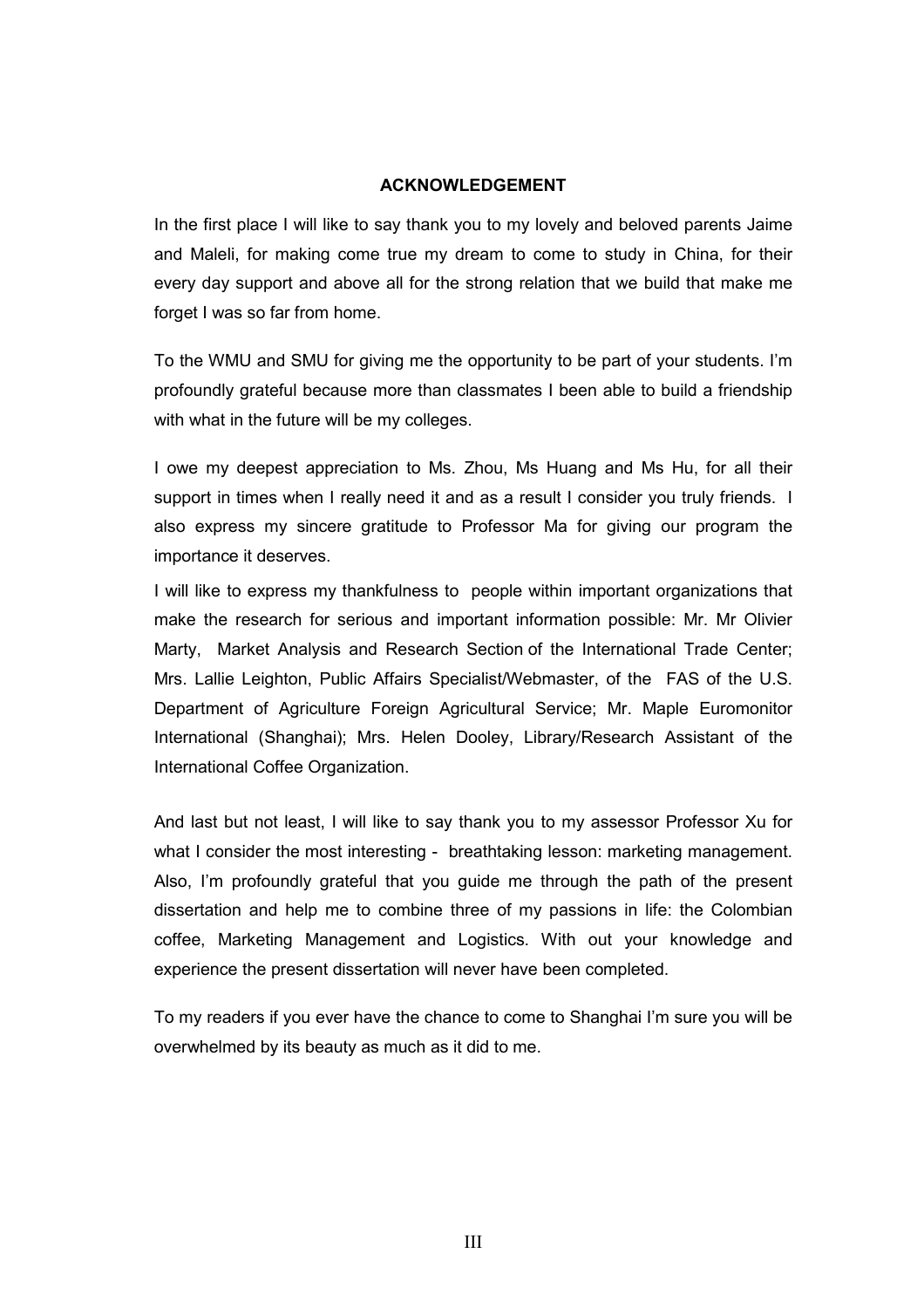# ACKNOWLEDGEMENT

In the first place I will like to say thank you to my lovely and beloved parents Jaime and Maleli, for making come true my dream to come to study in China, for their every day support and above all for the strong relation that we build that make me forget I was so far from home.

To the WMU and SMU for giving me the opportunity to be part of your students. I'm profoundly grateful because more than classmates I been able to build a friendship with what in the future will be my colleges.

I owe my deepest appreciation to Ms. Zhou, Ms Huang and Ms Hu, for all their support in times when I really need it and as a result I consider you truly friends. I also express my sincere gratitude to Professor Ma for giving our program the importance it deserves.

I will like to express my thankfulness to people within important organizations that make the research for serious and important information possible: Mr. Mr Olivier Marty, Market Analysis and Research Section of the International Trade Center; Mrs. Lallie Leighton, Public Affairs Specialist/Webmaster, of the FAS of the U.S. Department of Agriculture Foreign Agricultural Service; Mr. Maple Euromonitor International (Shanghai); Mrs. Helen Dooley, Library/Research Assistant of the International Coffee Organization.

And last but not least, I will like to say thank you to my assessor Professor Xu for what I consider the most interesting - breathtaking lesson: marketing management. Also, I'm profoundly grateful that you guide me through the path of the present dissertation and help me to combine three of my passions in life: the Colombian coffee, Marketing Management and Logistics. With out your knowledge and experience the present dissertation will never have been completed.

To my readers if you ever have the chance to come to Shanghai I'm sure you will be overwhelmed by its beauty as much as it did to me.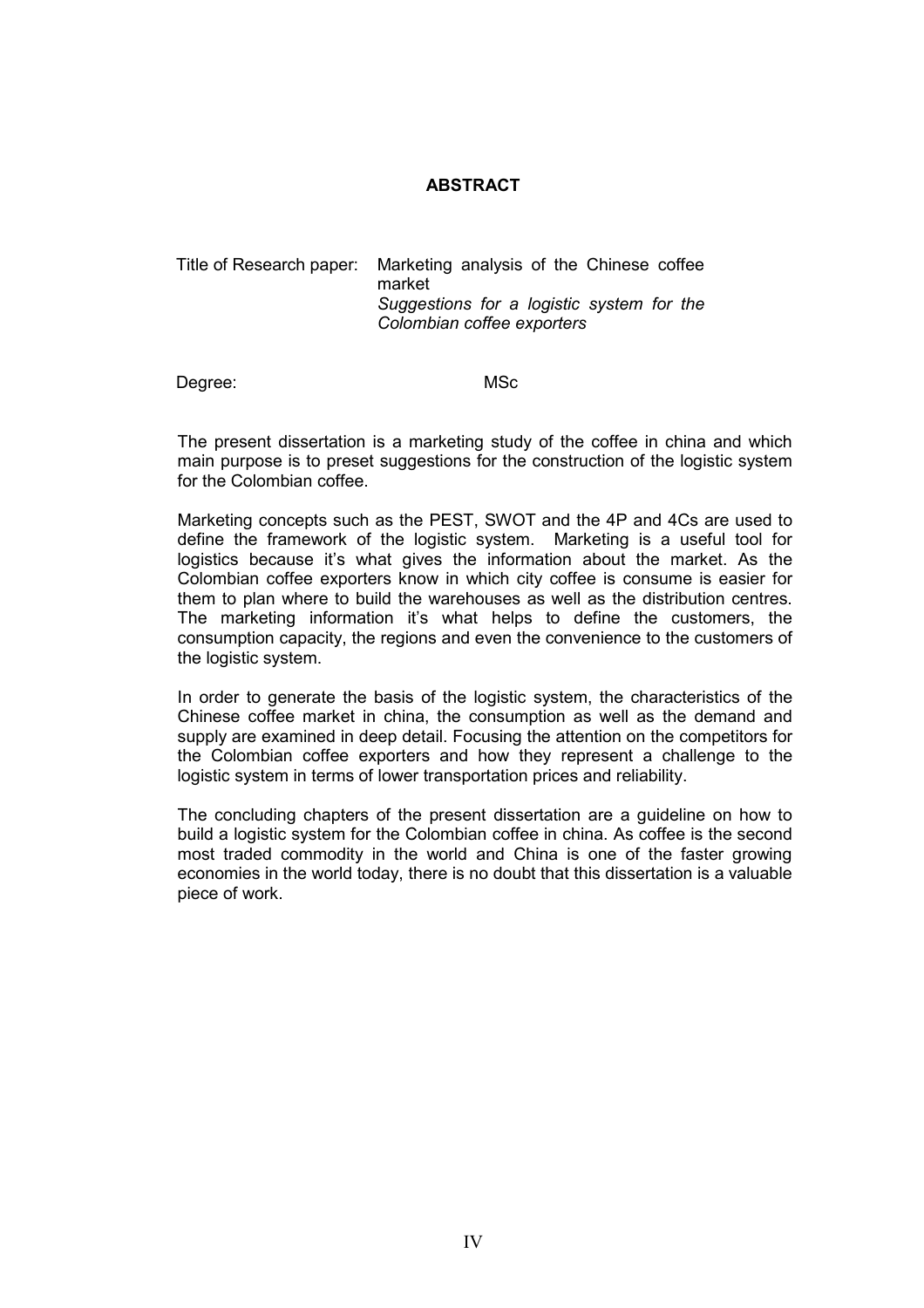## ABSTRACT

Title of Research paper: Marketing analysis of the Chinese coffee market
*Suggestions for a logistic system for the Colombian coffee exporters*

Degree: MSc

The present dissertation is a marketing study of the coffee in china and which main purpose is to preset suggestions for the construction of the logistic system for the Colombian coffee.

Marketing concepts such as the PEST, SWOT and the 4P and 4Cs are used to define the framework of the logistic system. Marketing is a useful tool for logistics because it's what gives the information about the market. As the Colombian coffee exporters know in which city coffee is consume is easier for them to plan where to build the warehouses as well as the distribution centres. The marketing information it's what helps to define the customers, the consumption capacity, the regions and even the convenience to the customers of the logistic system.

In order to generate the basis of the logistic system, the characteristics of the Chinese coffee market in china, the consumption as well as the demand and supply are examined in deep detail. Focusing the attention on the competitors for the Colombian coffee exporters and how they represent a challenge to the logistic system in terms of lower transportation prices and reliability.

The concluding chapters of the present dissertation are a guideline on how to build a logistic system for the Colombian coffee in china. As coffee is the second most traded commodity in the world and China is one of the faster growing economies in the world today, there is no doubt that this dissertation is a valuable piece of work.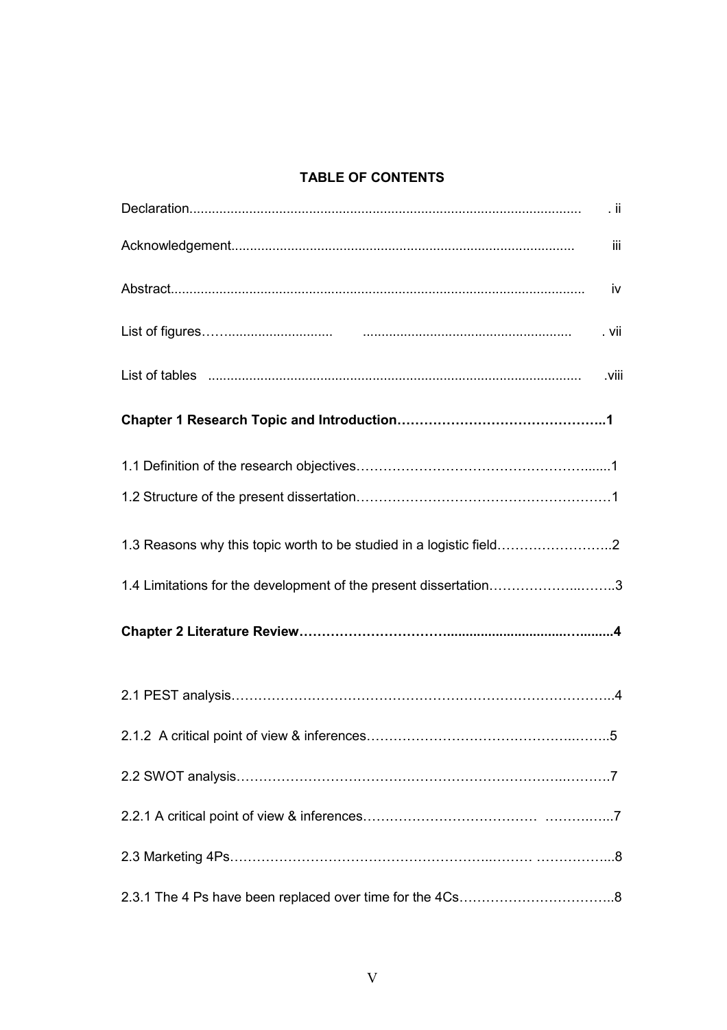**TABLE OF CONTENTS**

| | |
|---|---|
| Declaration | ii |
| Acknowledgement | iii |
| Abstract | iv |
| List of figures | vii |
| List of tables | viii |
| **Chapter 1 Research Topic and Introduction** | **1** |
| 1.1 Definition of the research objectives | 1 |
| 1.2 Structure of the present dissertation | 1 |
| 1.3 Reasons why this topic worth to be studied in a logistic field | 2 |
| 1.4 Limitations for the development of the present dissertation | 3 |
| **Chapter 2 Literature Review** | **4** |
| 2.1 PEST analysis | 4 |
| 2.1.2 A critical point of view & inferences | 5 |
| 2.2 SWOT analysis | 7 |
| 2.2.1 A critical point of view & inferences | 7 |
| 2.3 Marketing 4Ps | 8 |
| 2.3.1 The 4 Ps have been replaced over time for the 4Cs | 8 |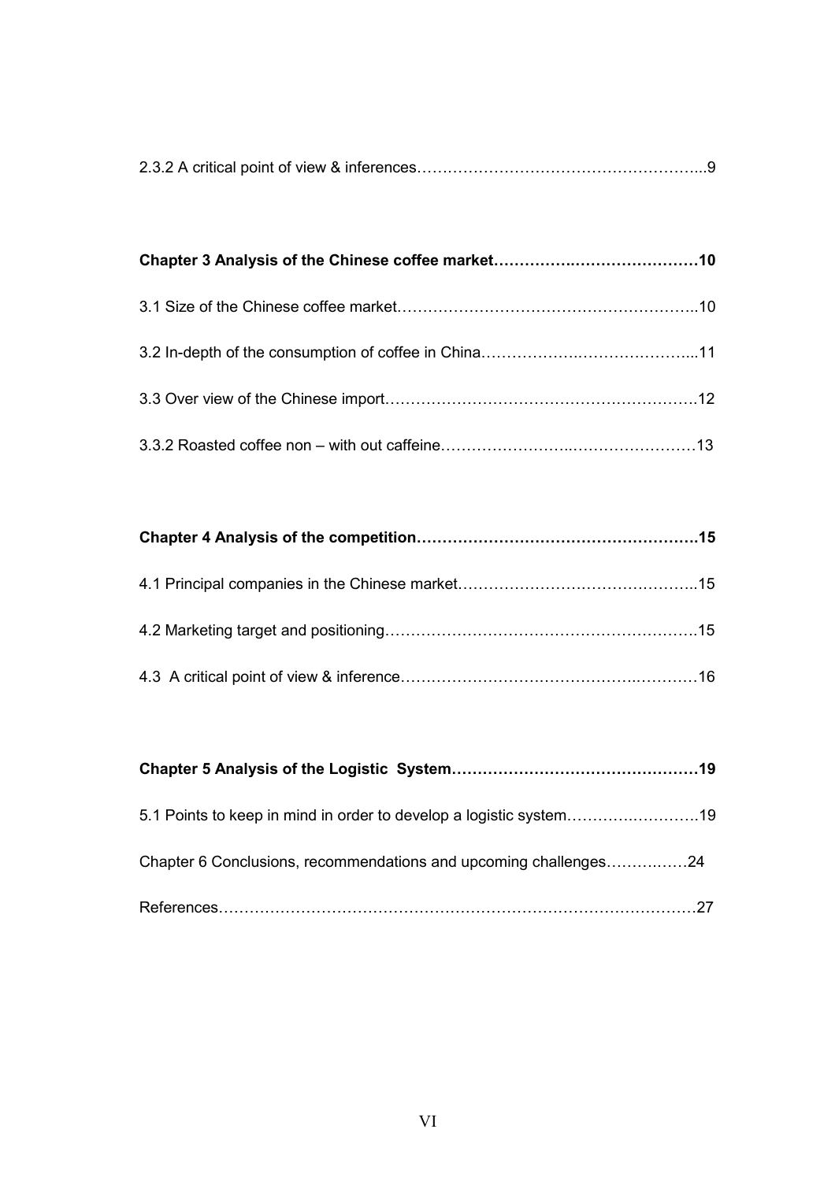2.3.2 A critical point of view & inferences……………………………………………...9

**Chapter 3 Analysis of the Chinese coffee market…………….…………………10**

3.1 Size of the Chinese coffee market…………………………………………………..10

3.2 In-depth of the consumption of coffee in China……………….…………….……...11

3.3 Over view of the Chinese import…………………………………………….……….12

3.3.2 Roasted coffee non – with out caffeine……………………..……………………13

**Chapter 4 Analysis of the competition………………………………………………15**

4.1 Principal companies in the Chinese market……………………………………..15

4.2 Marketing target and positioning………………………………………….……….15

4.3 A critical point of view & inference……………………………………….……….16

**Chapter 5 Analysis of the Logistic System…………………………………………19**

5.1 Points to keep in mind in order to develop a logistic system……….………….19

Chapter 6 Conclusions, recommendations and upcoming challenges………….…24

References…………………………………………………………………….………27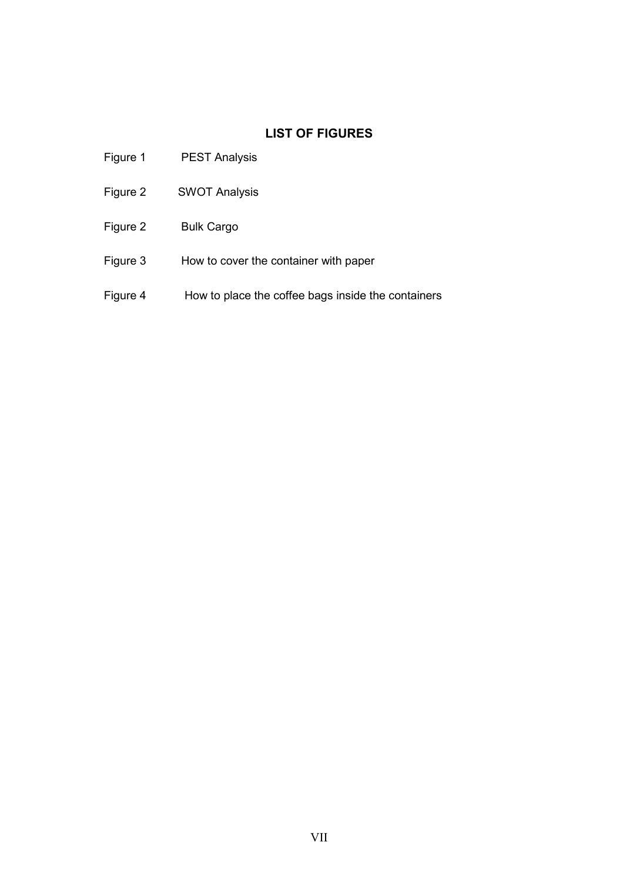## LIST OF FIGURES

Figure 1 PEST Analysis

Figure 2 SWOT Analysis

Figure 2 Bulk Cargo

Figure 3 How to cover the container with paper

Figure 4 How to place the coffee bags inside the containers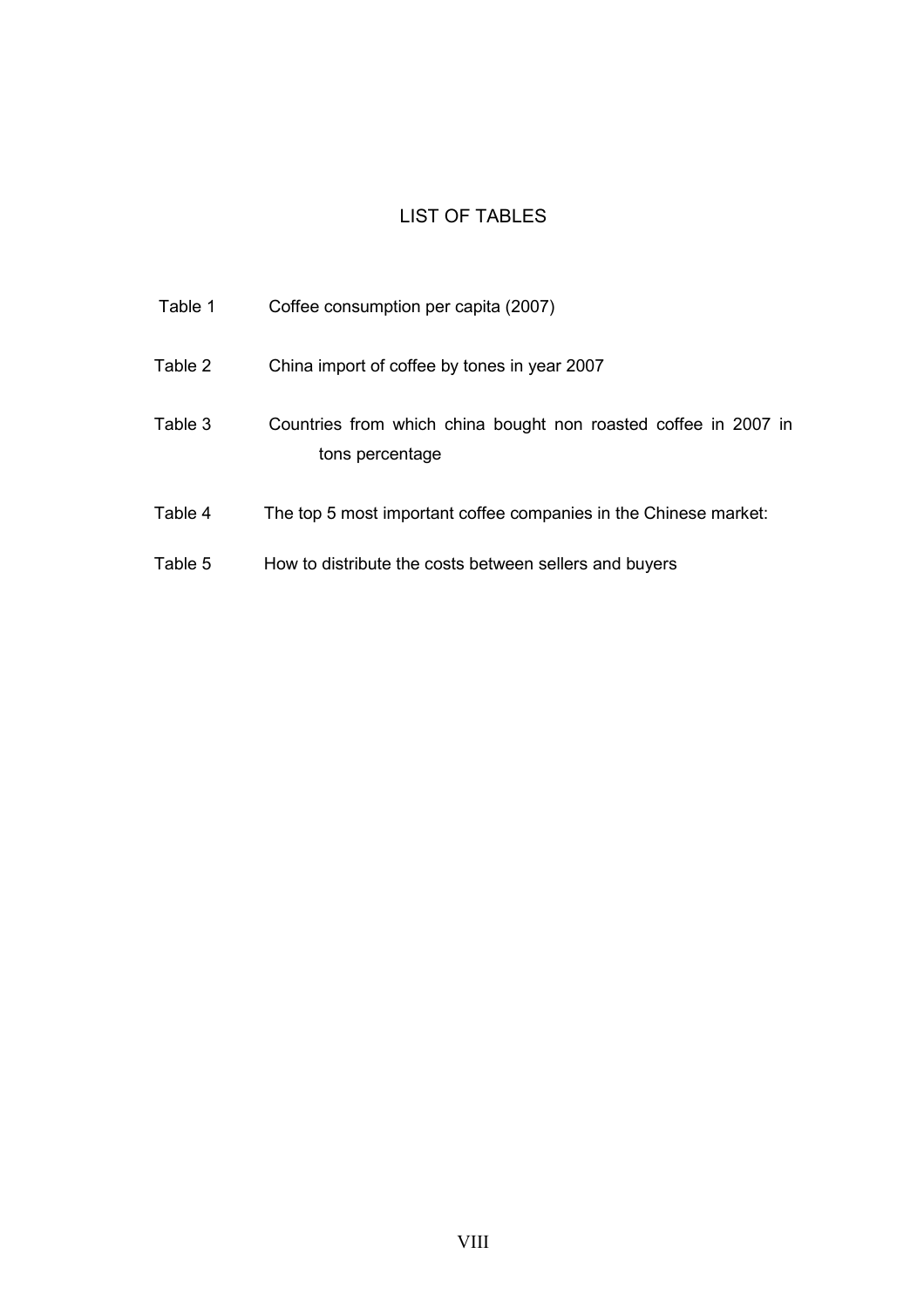# LIST OF TABLES

| | |
|---|---|
| Table 1 | Coffee consumption per capita (2007) |
| Table 2 | China import of coffee by tones in year 2007 |
| Table 3 | Countries from which china bought non roasted coffee in 2007 in tons percentage |
| Table 4 | The top 5 most important coffee companies in the Chinese market: |
| Table 5 | How to distribute the costs between sellers and buyers |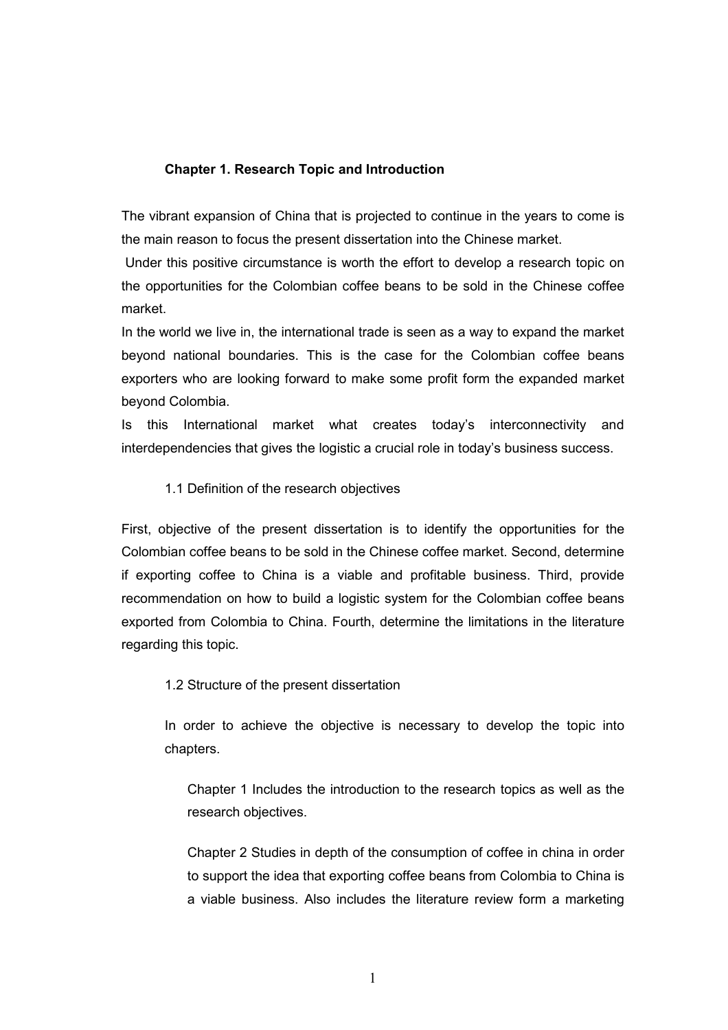## Chapter 1. Research Topic and Introduction

The vibrant expansion of China that is projected to continue in the years to come is the main reason to focus the present dissertation into the Chinese market.

Under this positive circumstance is worth the effort to develop a research topic on the opportunities for the Colombian coffee beans to be sold in the Chinese coffee market.

In the world we live in, the international trade is seen as a way to expand the market beyond national boundaries. This is the case for the Colombian coffee beans exporters who are looking forward to make some profit form the expanded market beyond Colombia.

Is this International market what creates today's interconnectivity and interdependencies that gives the logistic a crucial role in today's business success.

### 1.1 Definition of the research objectives

First, objective of the present dissertation is to identify the opportunities for the Colombian coffee beans to be sold in the Chinese coffee market. Second, determine if exporting coffee to China is a viable and profitable business. Third, provide recommendation on how to build a logistic system for the Colombian coffee beans exported from Colombia to China. Fourth, determine the limitations in the literature regarding this topic.

### 1.2 Structure of the present dissertation

In order to achieve the objective is necessary to develop the topic into chapters.

Chapter 1 Includes the introduction to the research topics as well as the research objectives.

Chapter 2 Studies in depth of the consumption of coffee in china in order to support the idea that exporting coffee beans from Colombia to China is a viable business. Also includes the literature review form a marketing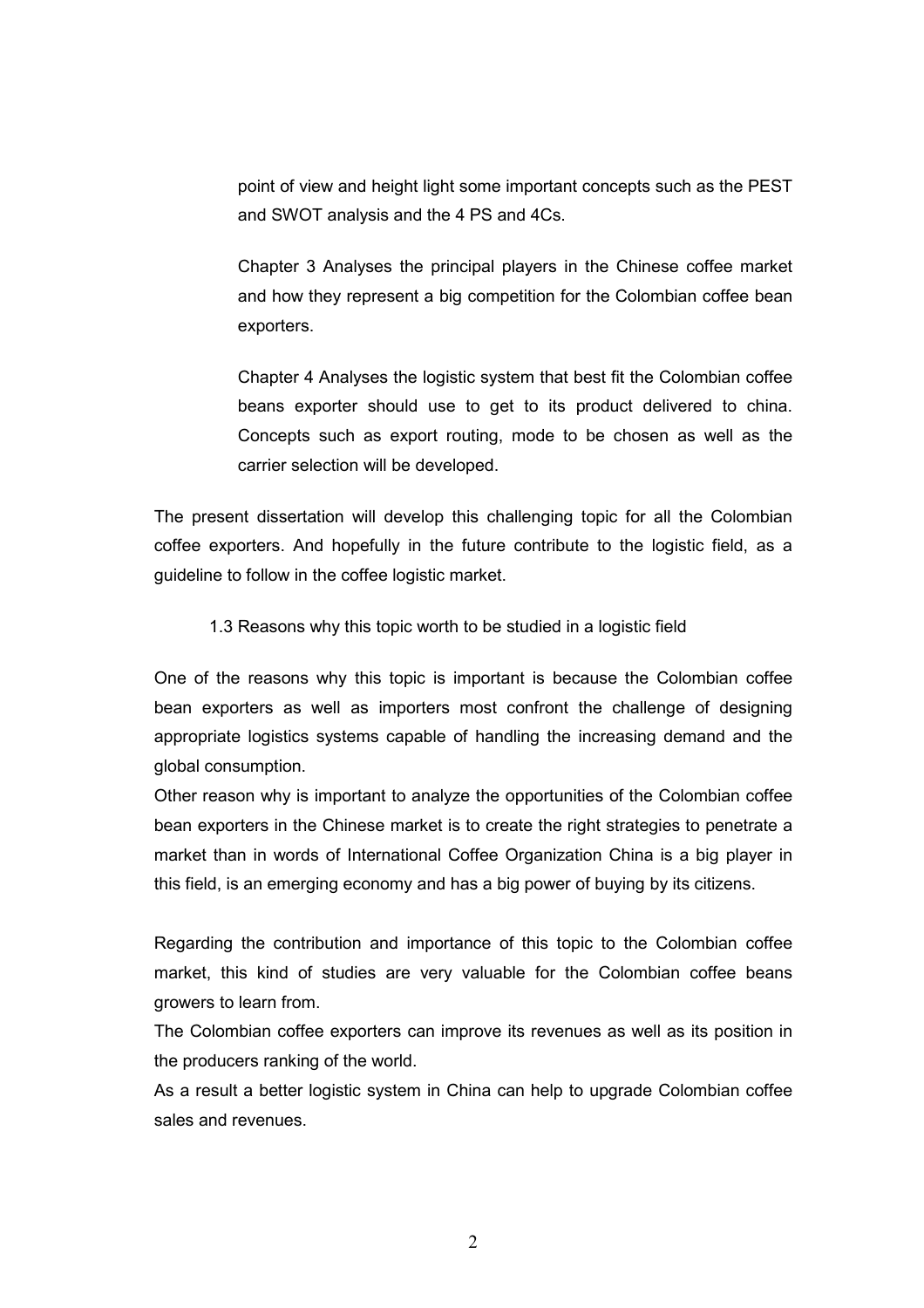point of view and height light some important concepts such as the PEST and SWOT analysis and the 4 PS and 4Cs.

Chapter 3 Analyses the principal players in the Chinese coffee market and how they represent a big competition for the Colombian coffee bean exporters.

Chapter 4 Analyses the logistic system that best fit the Colombian coffee beans exporter should use to get to its product delivered to china. Concepts such as export routing, mode to be chosen as well as the carrier selection will be developed.

The present dissertation will develop this challenging topic for all the Colombian coffee exporters. And hopefully in the future contribute to the logistic field, as a guideline to follow in the coffee logistic market.

### 1.3 Reasons why this topic worth to be studied in a logistic field

One of the reasons why this topic is important is because the Colombian coffee bean exporters as well as importers most confront the challenge of designing appropriate logistics systems capable of handling the increasing demand and the global consumption.

Other reason why is important to analyze the opportunities of the Colombian coffee bean exporters in the Chinese market is to create the right strategies to penetrate a market than in words of International Coffee Organization China is a big player in this field, is an emerging economy and has a big power of buying by its citizens.

Regarding the contribution and importance of this topic to the Colombian coffee market, this kind of studies are very valuable for the Colombian coffee beans growers to learn from.

The Colombian coffee exporters can improve its revenues as well as its position in the producers ranking of the world.

As a result a better logistic system in China can help to upgrade Colombian coffee sales and revenues.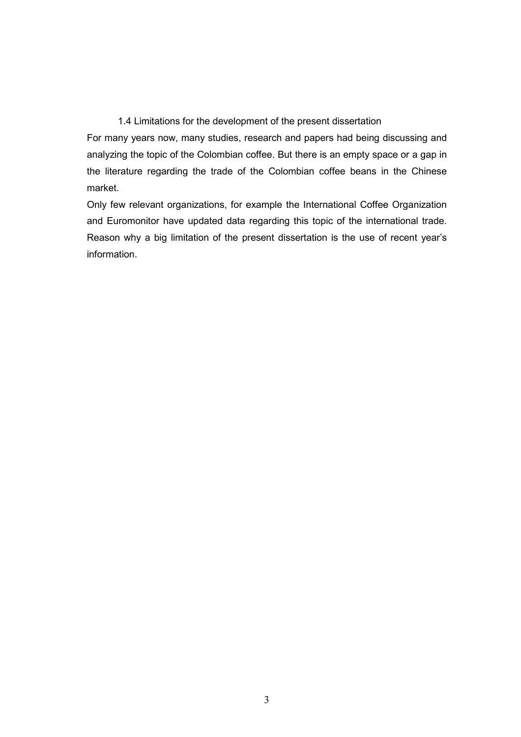### 1.4 Limitations for the development of the present dissertation

For many years now, many studies, research and papers had being discussing and analyzing the topic of the Colombian coffee. But there is an empty space or a gap in the literature regarding the trade of the Colombian coffee beans in the Chinese market.

Only few relevant organizations, for example the International Coffee Organization and Euromonitor have updated data regarding this topic of the international trade. Reason why a big limitation of the present dissertation is the use of recent year's information.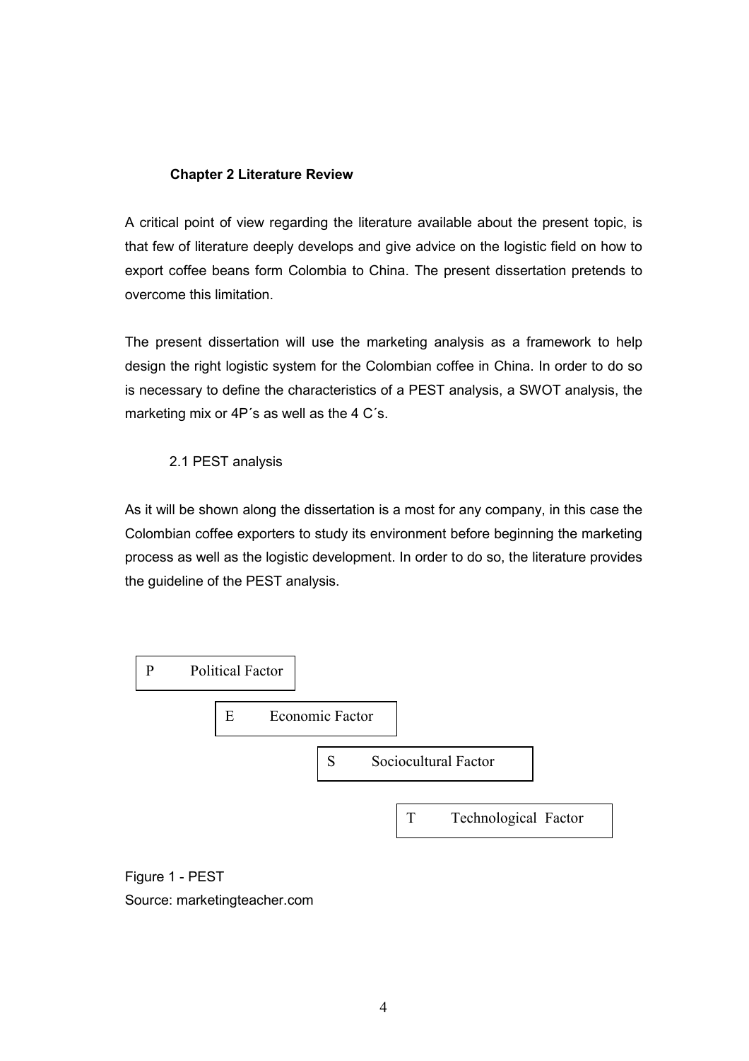## Chapter 2 Literature Review

A critical point of view regarding the literature available about the present topic, is that few of literature deeply develops and give advice on the logistic field on how to export coffee beans form Colombia to China. The present dissertation pretends to overcome this limitation.

The present dissertation will use the marketing analysis as a framework to help design the right logistic system for the Colombian coffee in China. In order to do so is necessary to define the characteristics of a PEST analysis, a SWOT analysis, the marketing mix or 4P´s as well as the 4 C´s.

### 2.1 PEST analysis

As it will be shown along the dissertation is a most for any company, in this case the Colombian coffee exporters to study its environment before beginning the marketing process as well as the logistic development. In order to do so, the literature provides the guideline of the PEST analysis.

P Political Factor

E Economic Factor

S Sociocultural Factor

T Technological Factor

Figure 1 - PEST
Source: marketingteacher.com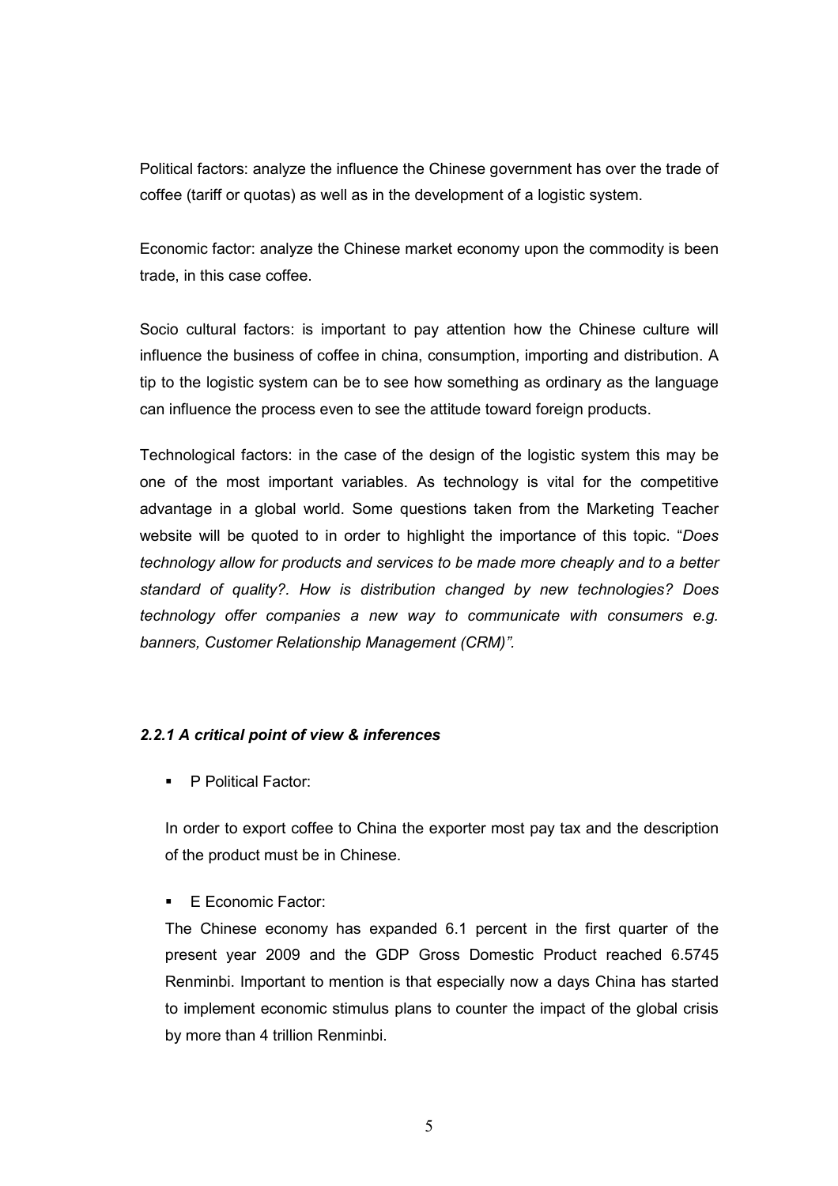Political factors: analyze the influence the Chinese government has over the trade of coffee (tariff or quotas) as well as in the development of a logistic system.

Economic factor: analyze the Chinese market economy upon the commodity is been trade, in this case coffee.

Socio cultural factors: is important to pay attention how the Chinese culture will influence the business of coffee in china, consumption, importing and distribution. A tip to the logistic system can be to see how something as ordinary as the language can influence the process even to see the attitude toward foreign products.

Technological factors: in the case of the design of the logistic system this may be one of the most important variables. As technology is vital for the competitive advantage in a global world. Some questions taken from the Marketing Teacher website will be quoted to in order to highlight the importance of this topic. "*Does technology allow for products and services to be made more cheaply and to a better standard of quality?. How is distribution changed by new technologies? Does technology offer companies a new way to communicate with consumers e.g. banners, Customer Relationship Management (CRM)".*

#### *2.2.1 A critical point of view & inferences*

- P Political Factor:

  In order to export coffee to China the exporter most pay tax and the description of the product must be in Chinese.

- E Economic Factor:

  The Chinese economy has expanded 6.1 percent in the first quarter of the present year 2009 and the GDP Gross Domestic Product reached 6.5745 Renminbi. Important to mention is that especially now a days China has started to implement economic stimulus plans to counter the impact of the global crisis by more than 4 trillion Renminbi.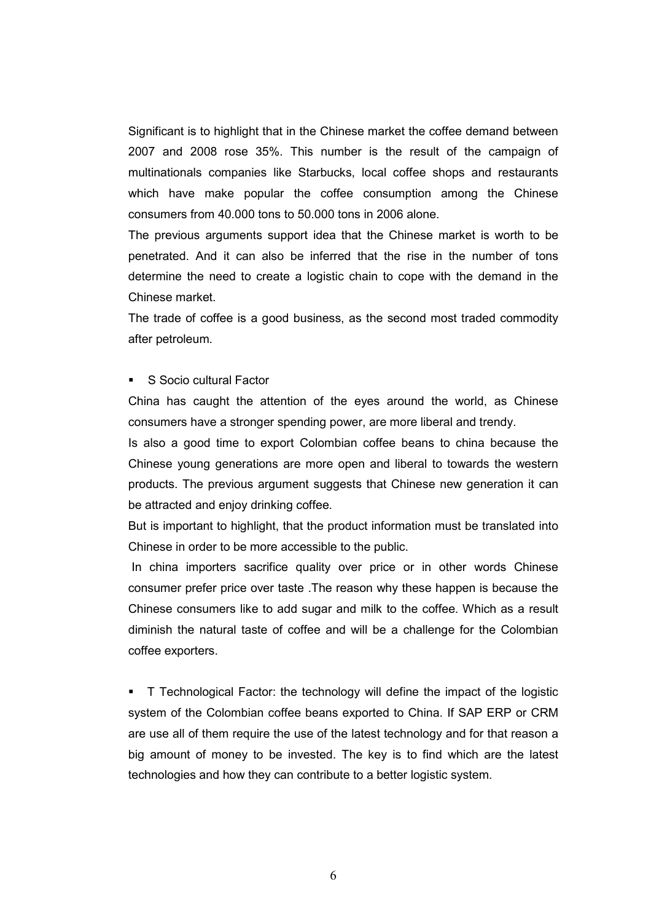Significant is to highlight that in the Chinese market the coffee demand between 2007 and 2008 rose 35%. This number is the result of the campaign of multinationals companies like Starbucks, local coffee shops and restaurants which have make popular the coffee consumption among the Chinese consumers from 40.000 tons to 50.000 tons in 2006 alone.

The previous arguments support idea that the Chinese market is worth to be penetrated. And it can also be inferred that the rise in the number of tons determine the need to create a logistic chain to cope with the demand in the Chinese market.

The trade of coffee is a good business, as the second most traded commodity after petroleum.

- S Socio cultural Factor

China has caught the attention of the eyes around the world, as Chinese consumers have a stronger spending power, are more liberal and trendy.

Is also a good time to export Colombian coffee beans to china because the Chinese young generations are more open and liberal to towards the western products. The previous argument suggests that Chinese new generation it can be attracted and enjoy drinking coffee.

But is important to highlight, that the product information must be translated into Chinese in order to be more accessible to the public.

In china importers sacrifice quality over price or in other words Chinese consumer prefer price over taste .The reason why these happen is because the Chinese consumers like to add sugar and milk to the coffee. Which as a result diminish the natural taste of coffee and will be a challenge for the Colombian coffee exporters.

- T Technological Factor: the technology will define the impact of the logistic system of the Colombian coffee beans exported to China. If SAP ERP or CRM are use all of them require the use of the latest technology and for that reason a big amount of money to be invested. The key is to find which are the latest technologies and how they can contribute to a better logistic system.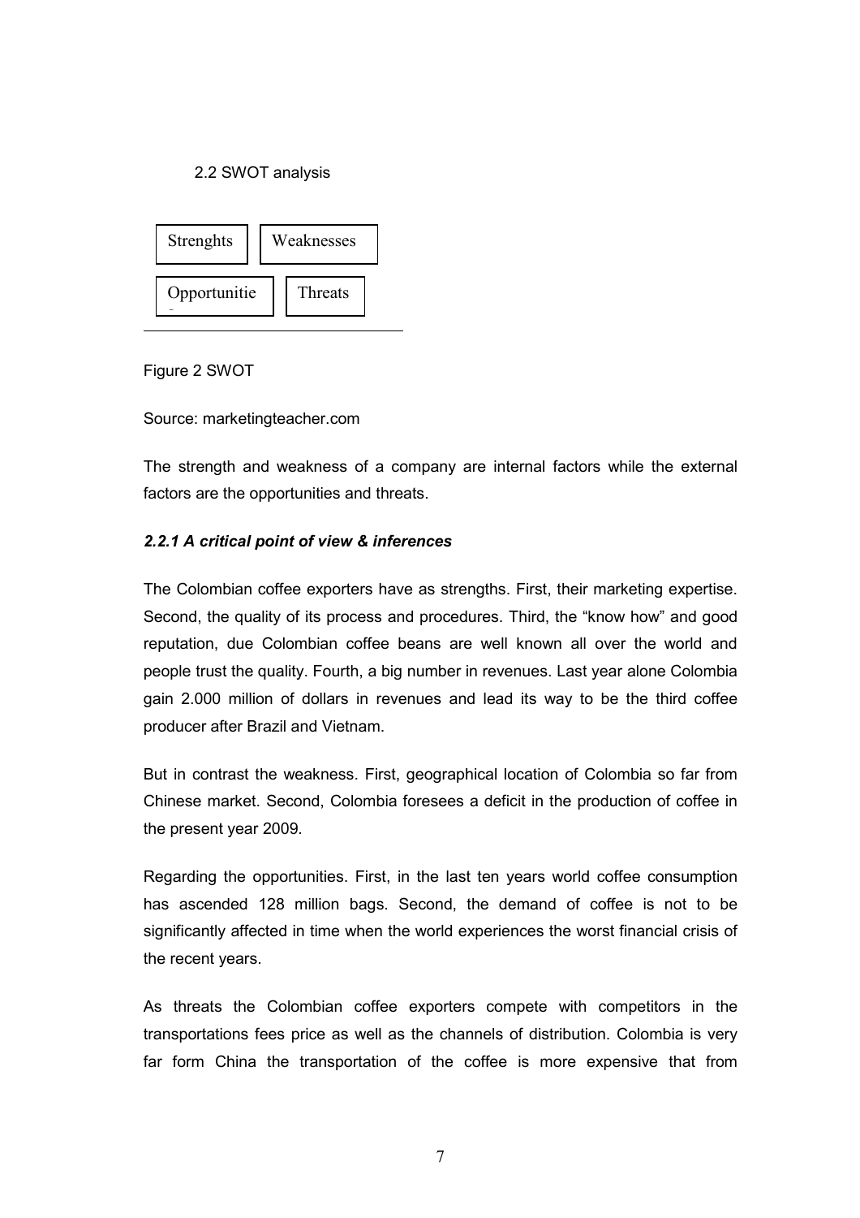2.2 SWOT analysis

| Strenghts | Weaknesses |
| --- | --- |
| Opportunitie | Threats |

Figure 2 SWOT

Source: marketingteacher.com

The strength and weakness of a company are internal factors while the external factors are the opportunities and threats.

### *2.2.1 A critical point of view & inferences*

The Colombian coffee exporters have as strengths. First, their marketing expertise. Second, the quality of its process and procedures. Third, the "know how" and good reputation, due Colombian coffee beans are well known all over the world and people trust the quality. Fourth, a big number in revenues. Last year alone Colombia gain 2.000 million of dollars in revenues and lead its way to be the third coffee producer after Brazil and Vietnam.

But in contrast the weakness. First, geographical location of Colombia so far from Chinese market. Second, Colombia foresees a deficit in the production of coffee in the present year 2009.

Regarding the opportunities. First, in the last ten years world coffee consumption has ascended 128 million bags. Second, the demand of coffee is not to be significantly affected in time when the world experiences the worst financial crisis of the recent years.

As threats the Colombian coffee exporters compete with competitors in the transportations fees price as well as the channels of distribution. Colombia is very far form China the transportation of the coffee is more expensive that from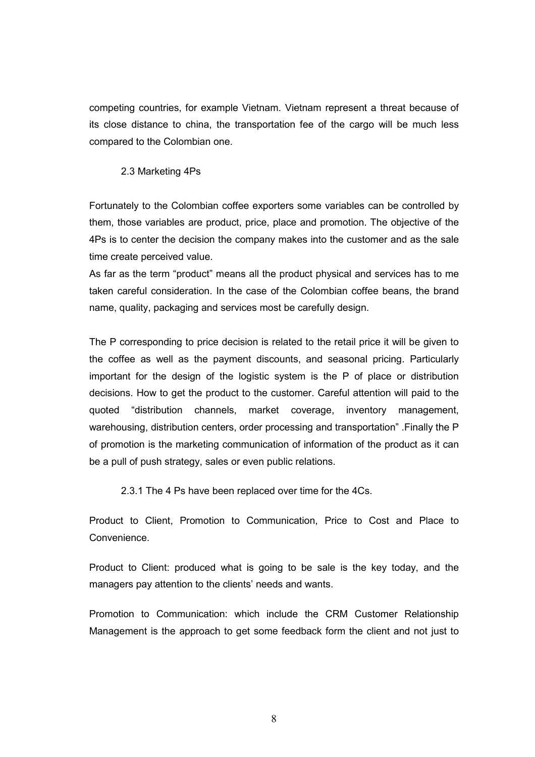competing countries, for example Vietnam. Vietnam represent a threat because of its close distance to china, the transportation fee of the cargo will be much less compared to the Colombian one.

### 2.3 Marketing 4Ps

Fortunately to the Colombian coffee exporters some variables can be controlled by them, those variables are product, price, place and promotion. The objective of the 4Ps is to center the decision the company makes into the customer and as the sale time create perceived value.

As far as the term “product” means all the product physical and services has to me taken careful consideration. In the case of the Colombian coffee beans, the brand name, quality, packaging and services most be carefully design.

The P corresponding to price decision is related to the retail price it will be given to the coffee as well as the payment discounts, and seasonal pricing. Particularly important for the design of the logistic system is the P of place or distribution decisions. How to get the product to the customer. Careful attention will paid to the quoted “distribution channels, market coverage, inventory management, warehousing, distribution centers, order processing and transportation” .Finally the P of promotion is the marketing communication of information of the product as it can be a pull of push strategy, sales or even public relations.

#### 2.3.1 The 4 Ps have been replaced over time for the 4Cs.

Product to Client, Promotion to Communication, Price to Cost and Place to Convenience.

Product to Client: produced what is going to be sale is the key today, and the managers pay attention to the clients’ needs and wants.

Promotion to Communication: which include the CRM Customer Relationship Management is the approach to get some feedback form the client and not just to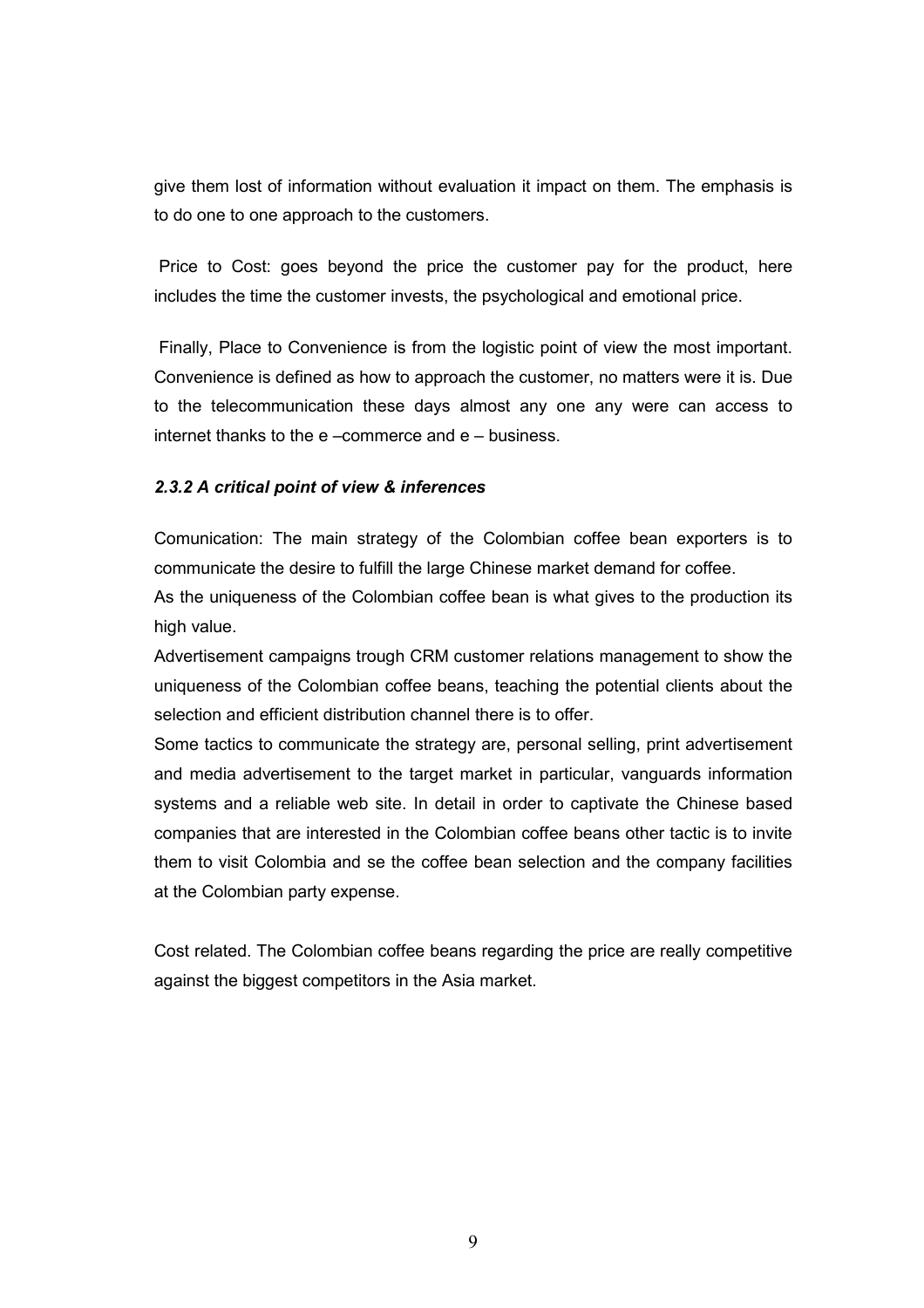give them lost of information without evaluation it impact on them. The emphasis is to do one to one approach to the customers.

Price to Cost: goes beyond the price the customer pay for the product, here includes the time the customer invests, the psychological and emotional price.

Finally, Place to Convenience is from the logistic point of view the most important. Convenience is defined as how to approach the customer, no matters were it is. Due to the telecommunication these days almost any one any were can access to internet thanks to the e –commerce and e – business.

#### *2.3.2 A critical point of view & inferences*

Comunication: The main strategy of the Colombian coffee bean exporters is to communicate the desire to fulfill the large Chinese market demand for coffee.

As the uniqueness of the Colombian coffee bean is what gives to the production its high value.

Advertisement campaigns trough CRM customer relations management to show the uniqueness of the Colombian coffee beans, teaching the potential clients about the selection and efficient distribution channel there is to offer.

Some tactics to communicate the strategy are, personal selling, print advertisement and media advertisement to the target market in particular, vanguards information systems and a reliable web site. In detail in order to captivate the Chinese based companies that are interested in the Colombian coffee beans other tactic is to invite them to visit Colombia and se the coffee bean selection and the company facilities at the Colombian party expense.

Cost related. The Colombian coffee beans regarding the price are really competitive against the biggest competitors in the Asia market.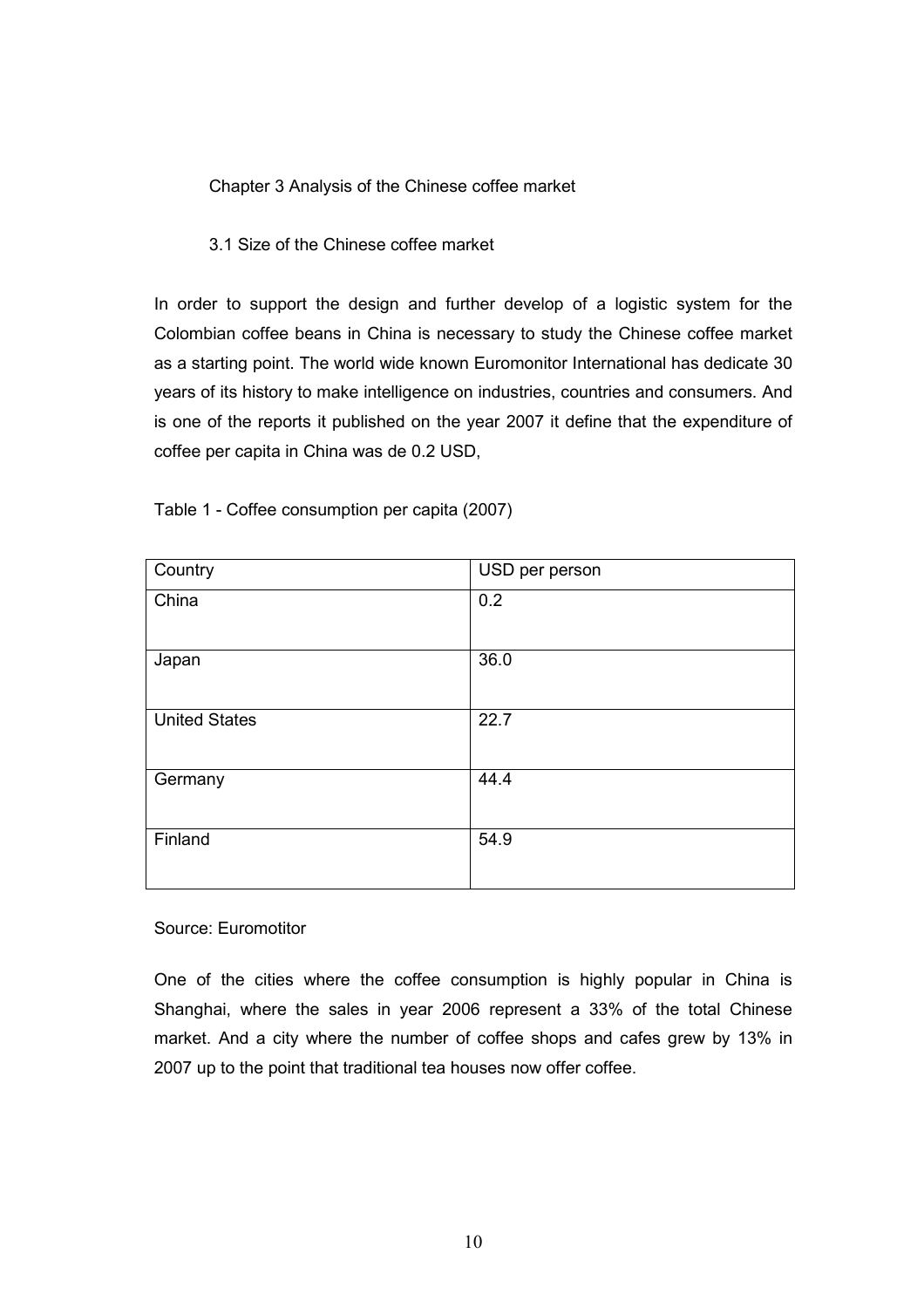# Chapter 3 Analysis of the Chinese coffee market

## 3.1 Size of the Chinese coffee market

In order to support the design and further develop of a logistic system for the Colombian coffee beans in China is necessary to study the Chinese coffee market as a starting point. The world wide known Euromonitor International has dedicate 30 years of its history to make intelligence on industries, countries and consumers. And is one of the reports it published on the year 2007 it define that the expenditure of coffee per capita in China was de 0.2 USD,

Table 1 - Coffee consumption per capita (2007)

| Country | USD per person |
|---|---|
| China | 0.2 |
| Japan | 36.0 |
| United States | 22.7 |
| Germany | 44.4 |
| Finland | 54.9 |

Source: Euromotitor

One of the cities where the coffee consumption is highly popular in China is Shanghai, where the sales in year 2006 represent a 33% of the total Chinese market. And a city where the number of coffee shops and cafes grew by 13% in 2007 up to the point that traditional tea houses now offer coffee.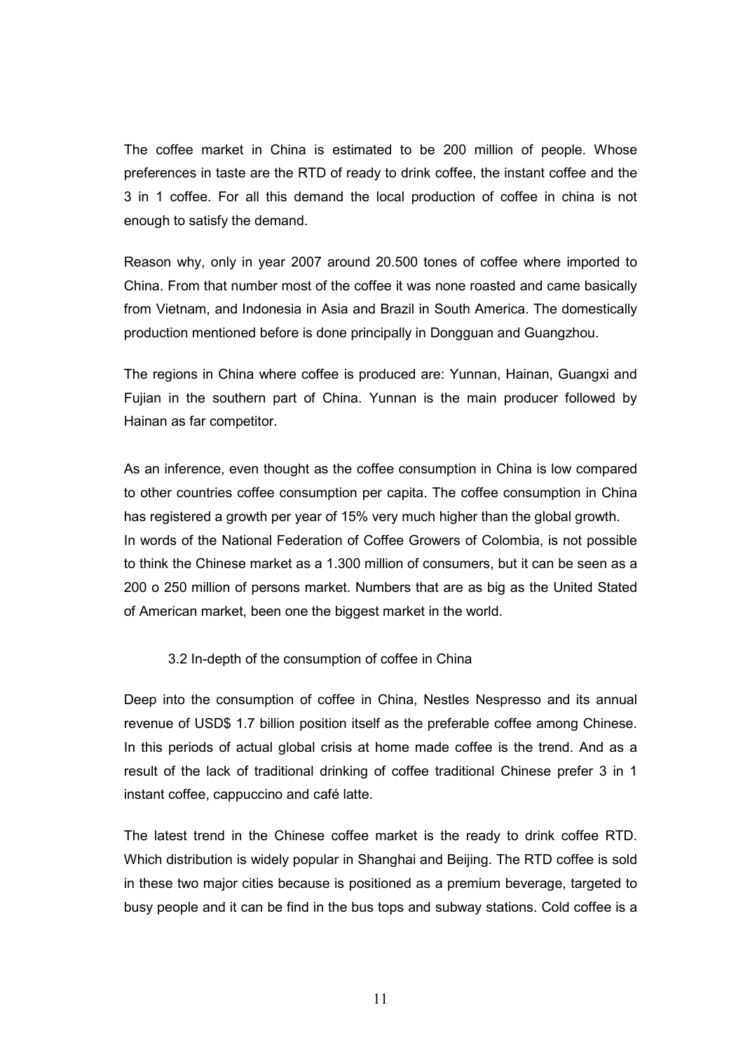The coffee market in China is estimated to be 200 million of people. Whose preferences in taste are the RTD of ready to drink coffee, the instant coffee and the 3 in 1 coffee. For all this demand the local production of coffee in china is not enough to satisfy the demand.

Reason why, only in year 2007 around 20.500 tones of coffee where imported to China. From that number most of the coffee it was none roasted and came basically from Vietnam, and Indonesia in Asia and Brazil in South America. The domestically production mentioned before is done principally in Dongguan and Guangzhou.

The regions in China where coffee is produced are: Yunnan, Hainan, Guangxi and Fujian in the southern part of China. Yunnan is the main producer followed by Hainan as far competitor.

As an inference, even thought as the coffee consumption in China is low compared to other countries coffee consumption per capita. The coffee consumption in China has registered a growth per year of 15% very much higher than the global growth. In words of the National Federation of Coffee Growers of Colombia, is not possible to think the Chinese market as a 1.300 million of consumers, but it can be seen as a 200 o 250 million of persons market. Numbers that are as big as the United Stated of American market, been one the biggest market in the world.

### 3.2 In-depth of the consumption of coffee in China

Deep into the consumption of coffee in China, Nestles Nespresso and its annual revenue of USD$ 1.7 billion position itself as the preferable coffee among Chinese. In this periods of actual global crisis at home made coffee is the trend. And as a result of the lack of traditional drinking of coffee traditional Chinese prefer 3 in 1 instant coffee, cappuccino and café latte.

The latest trend in the Chinese coffee market is the ready to drink coffee RTD. Which distribution is widely popular in Shanghai and Beijing. The RTD coffee is sold in these two major cities because is positioned as a premium beverage, targeted to busy people and it can be find in the bus tops and subway stations. Cold coffee is a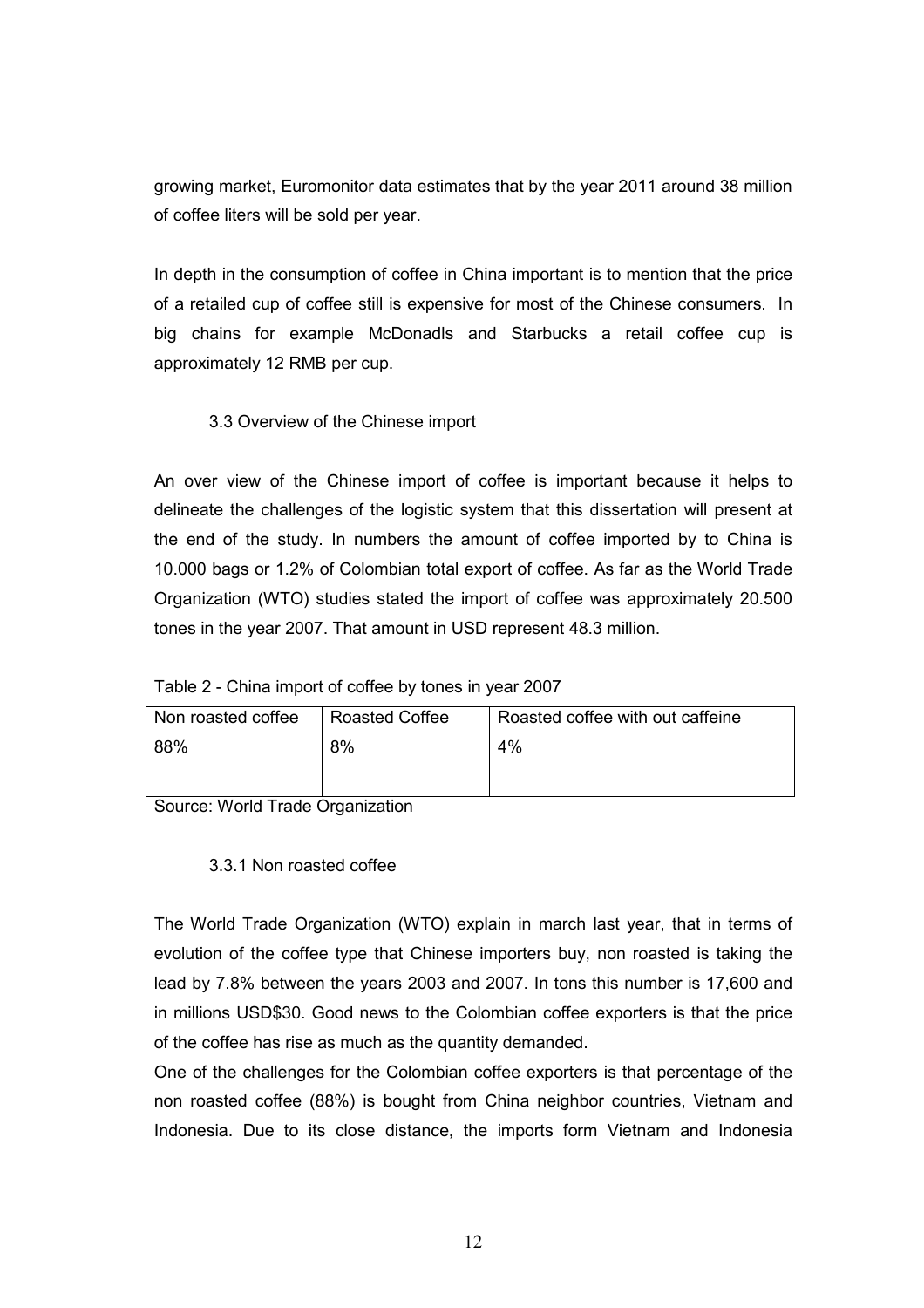growing market, Euromonitor data estimates that by the year 2011 around 38 million of coffee liters will be sold per year.

In depth in the consumption of coffee in China important is to mention that the price of a retailed cup of coffee still is expensive for most of the Chinese consumers. In big chains for example McDonadls and Starbucks a retail coffee cup is approximately 12 RMB per cup.

### 3.3 Overview of the Chinese import

An over view of the Chinese import of coffee is important because it helps to delineate the challenges of the logistic system that this dissertation will present at the end of the study. In numbers the amount of coffee imported by to China is 10.000 bags or 1.2% of Colombian total export of coffee. As far as the World Trade Organization (WTO) studies stated the import of coffee was approximately 20.500 tones in the year 2007. That amount in USD represent 48.3 million.

Table 2 - China import of coffee by tones in year 2007

| Non roasted coffee | Roasted Coffee | Roasted coffee with out caffeine |
|---|---|---|
| 88% | 8% | 4% |

Source: World Trade Organization

#### 3.3.1 Non roasted coffee

The World Trade Organization (WTO) explain in march last year, that in terms of evolution of the coffee type that Chinese importers buy, non roasted is taking the lead by 7.8% between the years 2003 and 2007. In tons this number is 17,600 and in millions USD$30. Good news to the Colombian coffee exporters is that the price of the coffee has rise as much as the quantity demanded.

One of the challenges for the Colombian coffee exporters is that percentage of the non roasted coffee (88%) is bought from China neighbor countries, Vietnam and Indonesia. Due to its close distance, the imports form Vietnam and Indonesia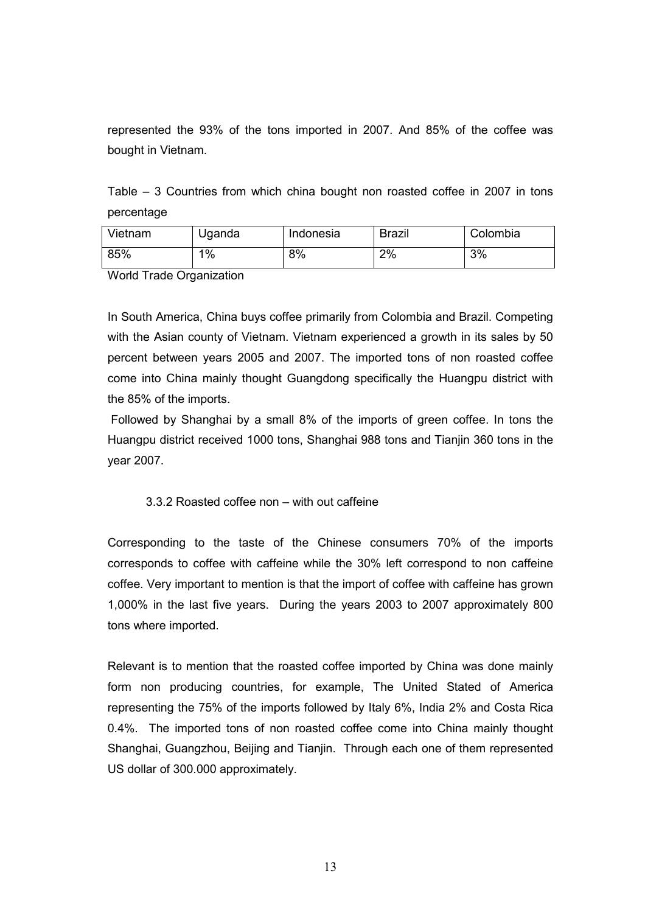represented the 93% of the tons imported in 2007. And 85% of the coffee was bought in Vietnam.

Table – 3 Countries from which china bought non roasted coffee in 2007 in tons percentage

| Vietnam | Uganda | Indonesia | Brazil | Colombia |
|---|---|---|---|---|
| 85% | 1% | 8% | 2% | 3% |

World Trade Organization

In South America, China buys coffee primarily from Colombia and Brazil. Competing with the Asian county of Vietnam. Vietnam experienced a growth in its sales by 50 percent between years 2005 and 2007. The imported tons of non roasted coffee come into China mainly thought Guangdong specifically the Huangpu district with the 85% of the imports.

Followed by Shanghai by a small 8% of the imports of green coffee. In tons the Huangpu district received 1000 tons, Shanghai 988 tons and Tianjin 360 tons in the year 2007.

### 3.3.2 Roasted coffee non – with out caffeine

Corresponding to the taste of the Chinese consumers 70% of the imports corresponds to coffee with caffeine while the 30% left correspond to non caffeine coffee. Very important to mention is that the import of coffee with caffeine has grown 1,000% in the last five years. During the years 2003 to 2007 approximately 800 tons where imported.

Relevant is to mention that the roasted coffee imported by China was done mainly form non producing countries, for example, The United Stated of America representing the 75% of the imports followed by Italy 6%, India 2% and Costa Rica 0.4%. The imported tons of non roasted coffee come into China mainly thought Shanghai, Guangzhou, Beijing and Tianjin. Through each one of them represented US dollar of 300.000 approximately.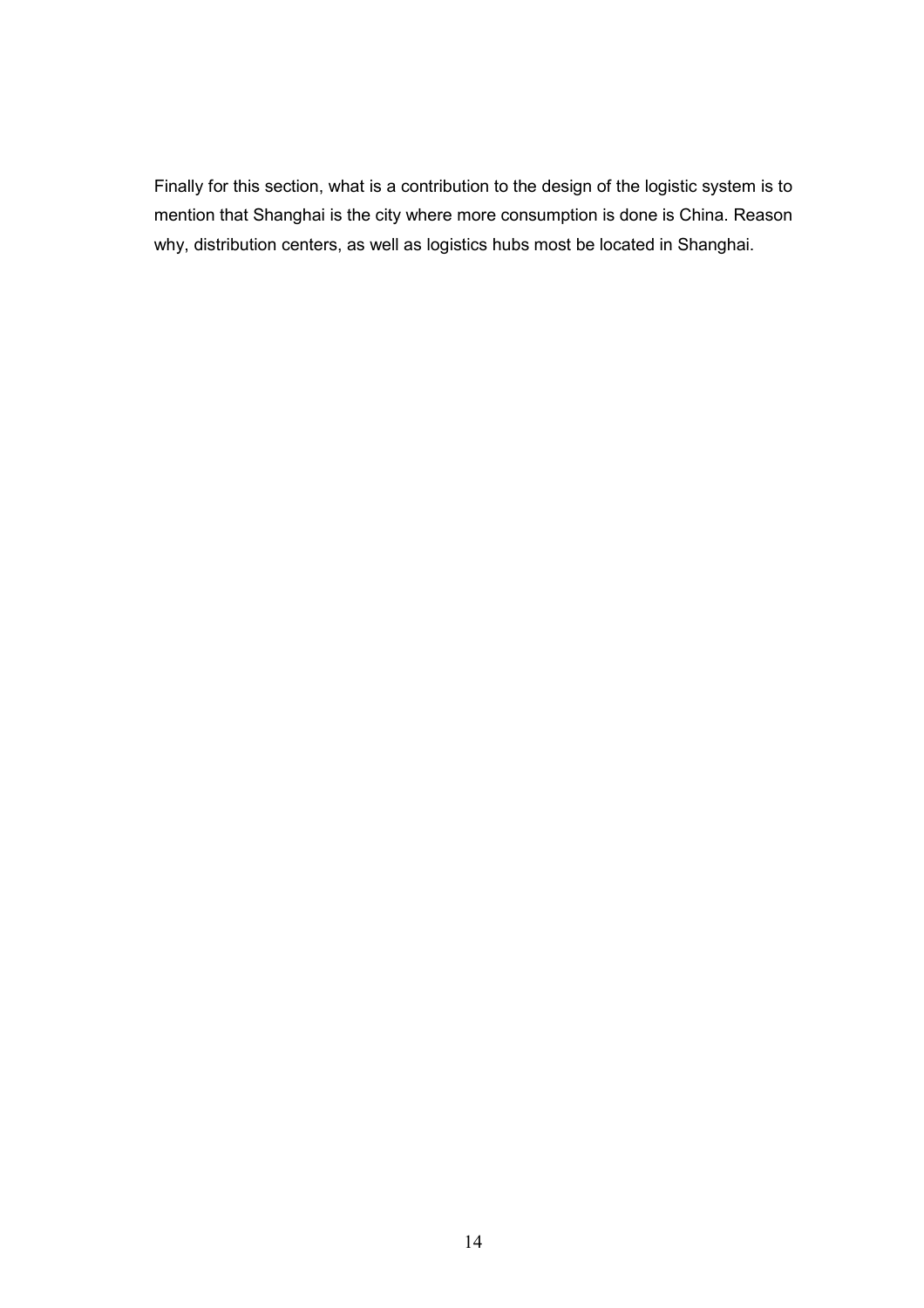Finally for this section, what is a contribution to the design of the logistic system is to mention that Shanghai is the city where more consumption is done is China. Reason why, distribution centers, as well as logistics hubs most be located in Shanghai.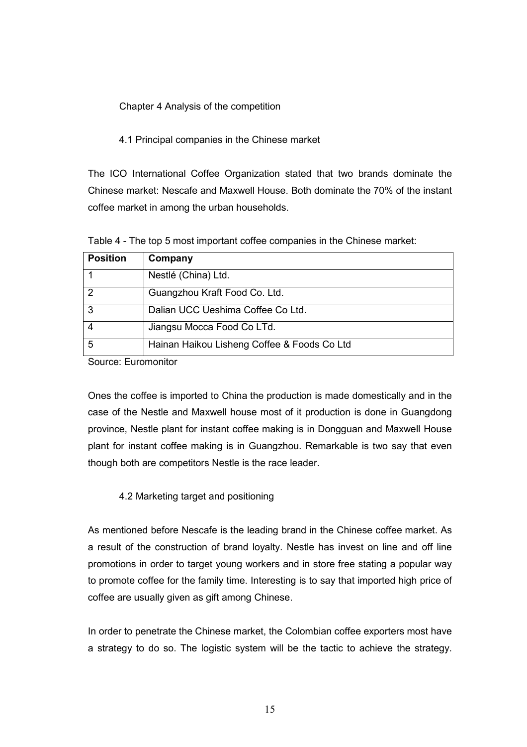# Chapter 4 Analysis of the competition

## 4.1 Principal companies in the Chinese market

The ICO International Coffee Organization stated that two brands dominate the Chinese market: Nescafe and Maxwell House. Both dominate the 70% of the instant coffee market in among the urban households.

Table 4 - The top 5 most important coffee companies in the Chinese market:

| Position | Company |
|---|---|
| 1 | Nestlé (China) Ltd. |
| 2 | Guangzhou Kraft Food Co. Ltd. |
| 3 | Dalian UCC Ueshima Coffee Co Ltd. |
| 4 | Jiangsu Mocca Food Co LTd. |
| 5 | Hainan Haikou Lisheng Coffee & Foods Co Ltd |

Source: Euromonitor

Ones the coffee is imported to China the production is made domestically and in the case of the Nestle and Maxwell house most of it production is done in Guangdong province, Nestle plant for instant coffee making is in Dongguan and Maxwell House plant for instant coffee making is in Guangzhou. Remarkable is two say that even though both are competitors Nestle is the race leader.

## 4.2 Marketing target and positioning

As mentioned before Nescafe is the leading brand in the Chinese coffee market. As a result of the construction of brand loyalty. Nestle has invest on line and off line promotions in order to target young workers and in store free stating a popular way to promote coffee for the family time. Interesting is to say that imported high price of coffee are usually given as gift among Chinese.

In order to penetrate the Chinese market, the Colombian coffee exporters most have a strategy to do so. The logistic system will be the tactic to achieve the strategy.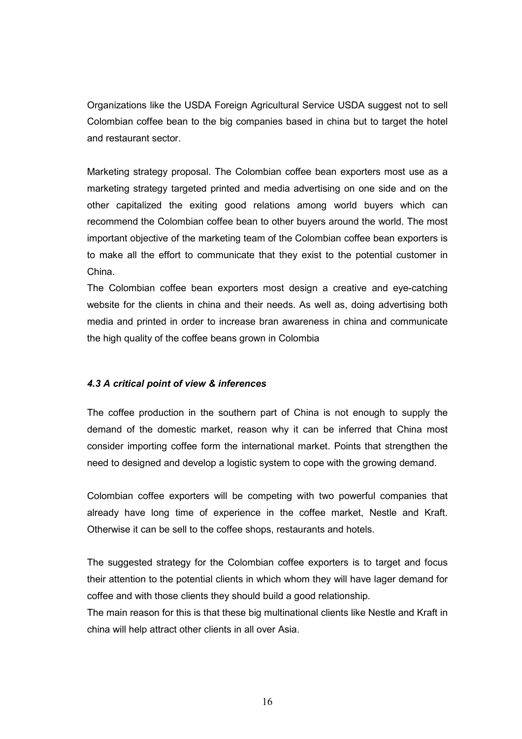Organizations like the USDA Foreign Agricultural Service USDA suggest not to sell Colombian coffee bean to the big companies based in china but to target the hotel and restaurant sector.

Marketing strategy proposal. The Colombian coffee bean exporters most use as a marketing strategy targeted printed and media advertising on one side and on the other capitalized the exiting good relations among world buyers which can recommend the Colombian coffee bean to other buyers around the world. The most important objective of the marketing team of the Colombian coffee bean exporters is to make all the effort to communicate that they exist to the potential customer in China.

The Colombian coffee bean exporters most design a creative and eye-catching website for the clients in china and their needs. As well as, doing advertising both media and printed in order to increase bran awareness in china and communicate the high quality of the coffee beans grown in Colombia

### *4.3 A critical point of view & inferences*

The coffee production in the southern part of China is not enough to supply the demand of the domestic market, reason why it can be inferred that China most consider importing coffee form the international market. Points that strengthen the need to designed and develop a logistic system to cope with the growing demand.

Colombian coffee exporters will be competing with two powerful companies that already have long time of experience in the coffee market, Nestle and Kraft. Otherwise it can be sell to the coffee shops, restaurants and hotels.

The suggested strategy for the Colombian coffee exporters is to target and focus their attention to the potential clients in which whom they will have lager demand for coffee and with those clients they should build a good relationship.

The main reason for this is that these big multinational clients like Nestle and Kraft in china will help attract other clients in all over Asia.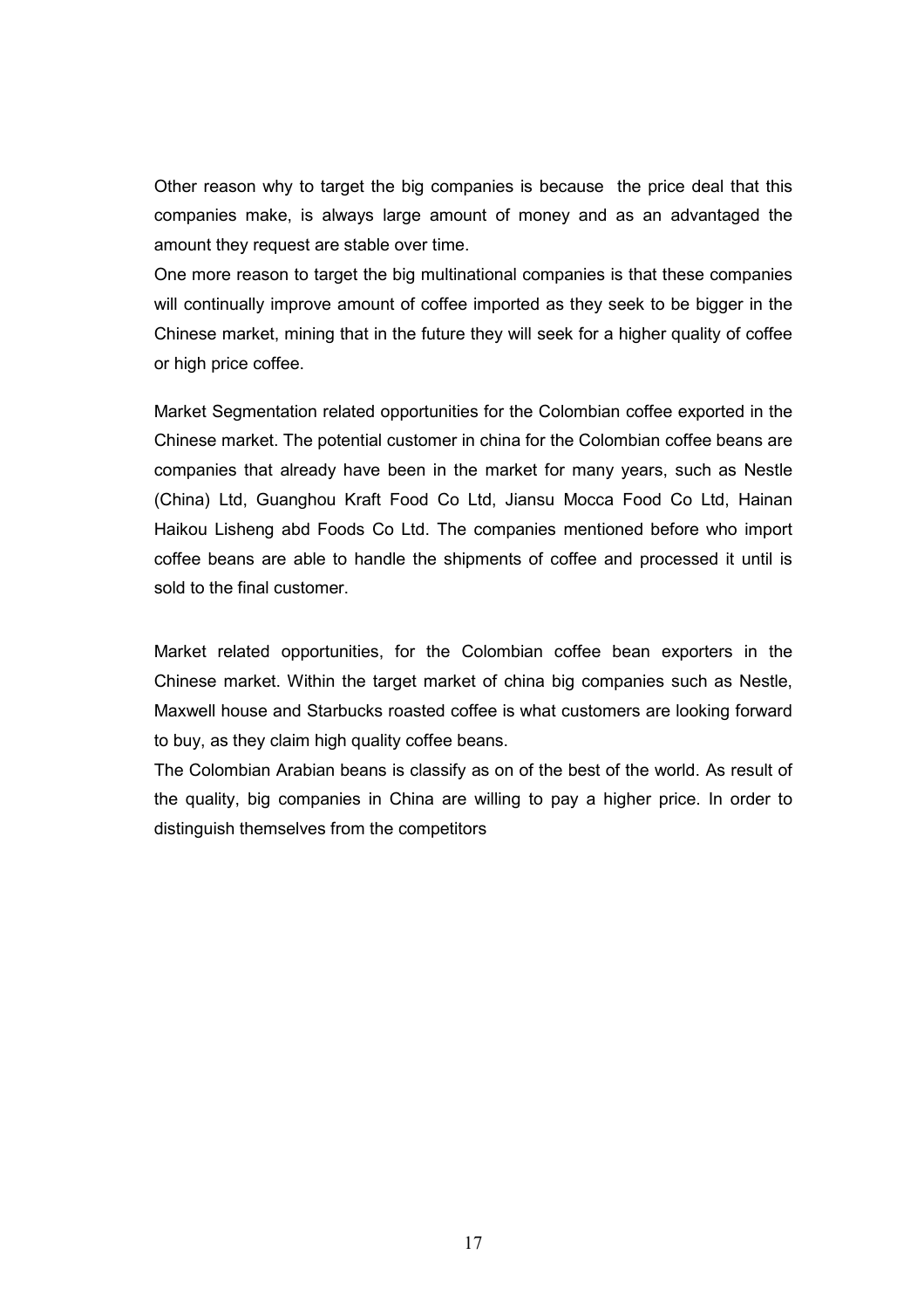Other reason why to target the big companies is because the price deal that this companies make, is always large amount of money and as an advantaged the amount they request are stable over time.

One more reason to target the big multinational companies is that these companies will continually improve amount of coffee imported as they seek to be bigger in the Chinese market, mining that in the future they will seek for a higher quality of coffee or high price coffee.

Market Segmentation related opportunities for the Colombian coffee exported in the Chinese market. The potential customer in china for the Colombian coffee beans are companies that already have been in the market for many years, such as Nestle (China) Ltd, Guanghou Kraft Food Co Ltd, Jiansu Mocca Food Co Ltd, Hainan Haikou Lisheng abd Foods Co Ltd. The companies mentioned before who import coffee beans are able to handle the shipments of coffee and processed it until is sold to the final customer.

Market related opportunities, for the Colombian coffee bean exporters in the Chinese market. Within the target market of china big companies such as Nestle, Maxwell house and Starbucks roasted coffee is what customers are looking forward to buy, as they claim high quality coffee beans.

The Colombian Arabian beans is classify as on of the best of the world. As result of the quality, big companies in China are willing to pay a higher price. In order to distinguish themselves from the competitors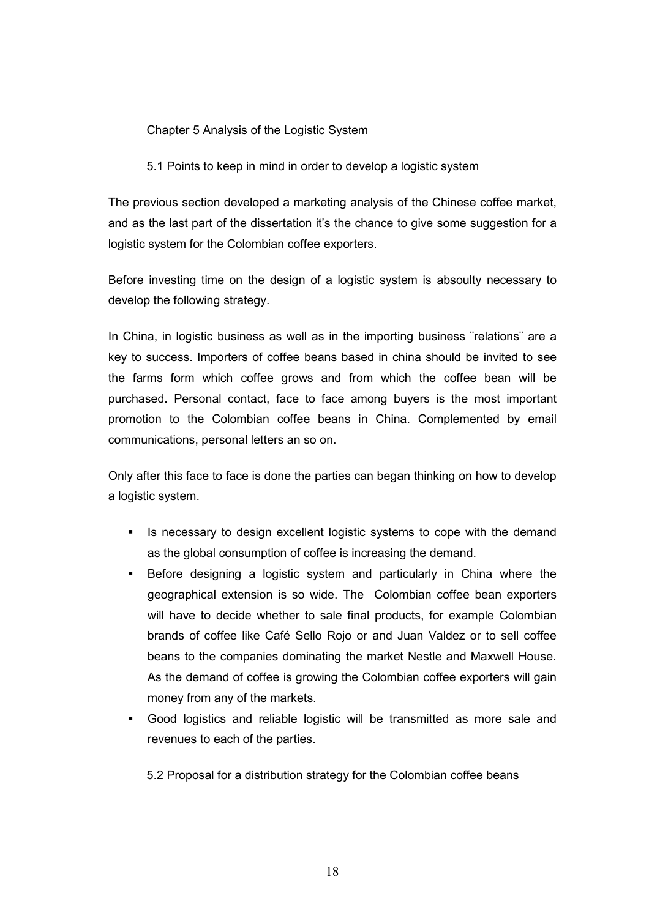# Chapter 5 Analysis of the Logistic System

## 5.1 Points to keep in mind in order to develop a logistic system

The previous section developed a marketing analysis of the Chinese coffee market, and as the last part of the dissertation it's the chance to give some suggestion for a logistic system for the Colombian coffee exporters.

Before investing time on the design of a logistic system is absoulty necessary to develop the following strategy.

In China, in logistic business as well as in the importing business ¨relations¨ are a key to success. Importers of coffee beans based in china should be invited to see the farms form which coffee grows and from which the coffee bean will be purchased. Personal contact, face to face among buyers is the most important promotion to the Colombian coffee beans in China. Complemented by email communications, personal letters an so on.

Only after this face to face is done the parties can began thinking on how to develop a logistic system.

- Is necessary to design excellent logistic systems to cope with the demand as the global consumption of coffee is increasing the demand.
- Before designing a logistic system and particularly in China where the geographical extension is so wide. The Colombian coffee bean exporters will have to decide whether to sale final products, for example Colombian brands of coffee like Café Sello Rojo or and Juan Valdez or to sell coffee beans to the companies dominating the market Nestle and Maxwell House. As the demand of coffee is growing the Colombian coffee exporters will gain money from any of the markets.
- Good logistics and reliable logistic will be transmitted as more sale and revenues to each of the parties.

## 5.2 Proposal for a distribution strategy for the Colombian coffee beans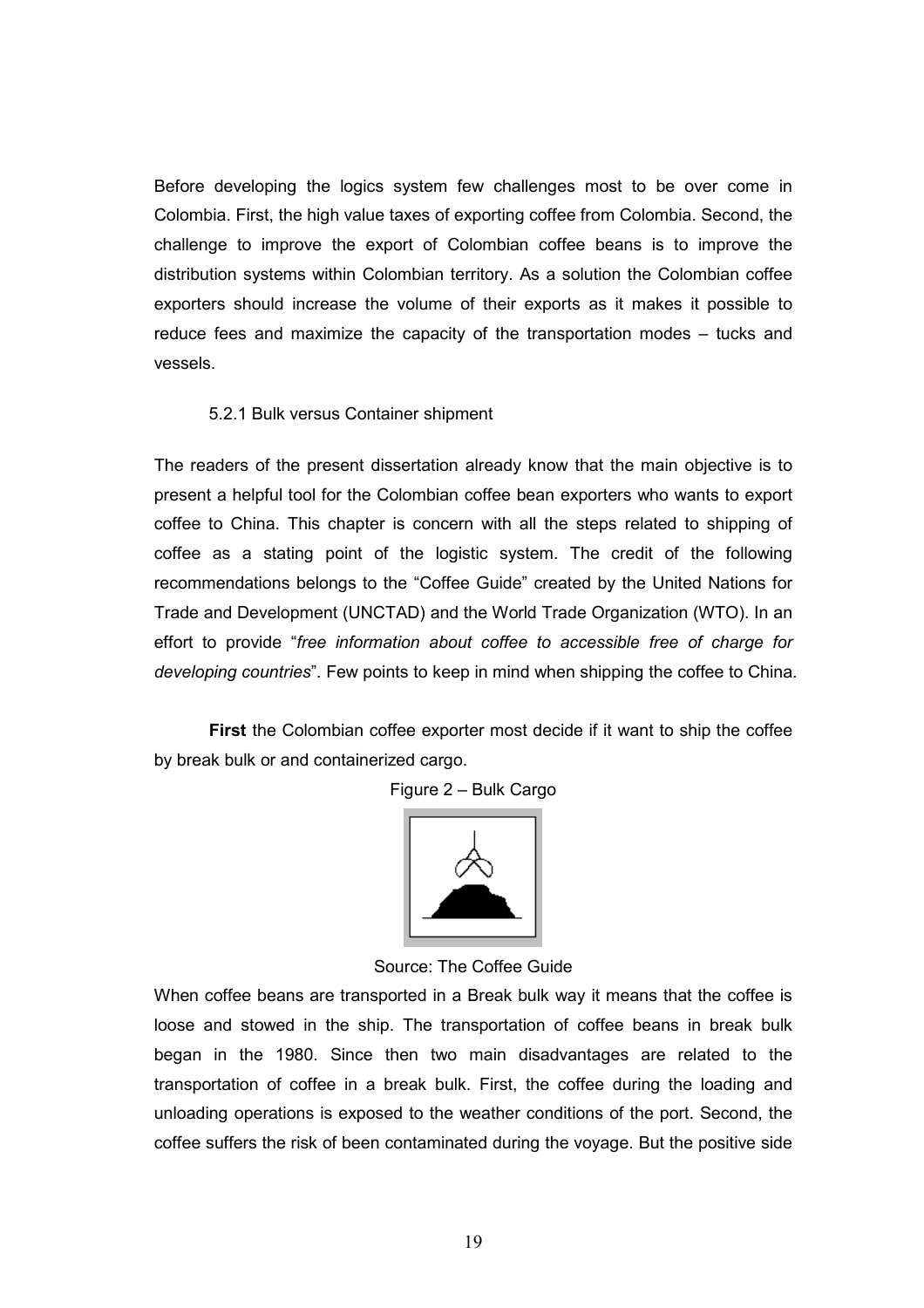Before developing the logics system few challenges most to be over come in Colombia. First, the high value taxes of exporting coffee from Colombia. Second, the challenge to improve the export of Colombian coffee beans is to improve the distribution systems within Colombian territory. As a solution the Colombian coffee exporters should increase the volume of their exports as it makes it possible to reduce fees and maximize the capacity of the transportation modes – tucks and vessels.

### 5.2.1 Bulk versus Container shipment

The readers of the present dissertation already know that the main objective is to present a helpful tool for the Colombian coffee bean exporters who wants to export coffee to China. This chapter is concern with all the steps related to shipping of coffee as a stating point of the logistic system. The credit of the following recommendations belongs to the "Coffee Guide" created by the United Nations for Trade and Development (UNCTAD) and the World Trade Organization (WTO). In an effort to provide "*free information about coffee to accessible free of charge for developing countries*". Few points to keep in mind when shipping the coffee to China.

**First** the Colombian coffee exporter most decide if it want to ship the coffee by break bulk or and containerized cargo.

Figure 2 – Bulk Cargo

Source: The Coffee Guide

When coffee beans are transported in a Break bulk way it means that the coffee is loose and stowed in the ship. The transportation of coffee beans in break bulk began in the 1980. Since then two main disadvantages are related to the transportation of coffee in a break bulk. First, the coffee during the loading and unloading operations is exposed to the weather conditions of the port. Second, the coffee suffers the risk of been contaminated during the voyage. But the positive side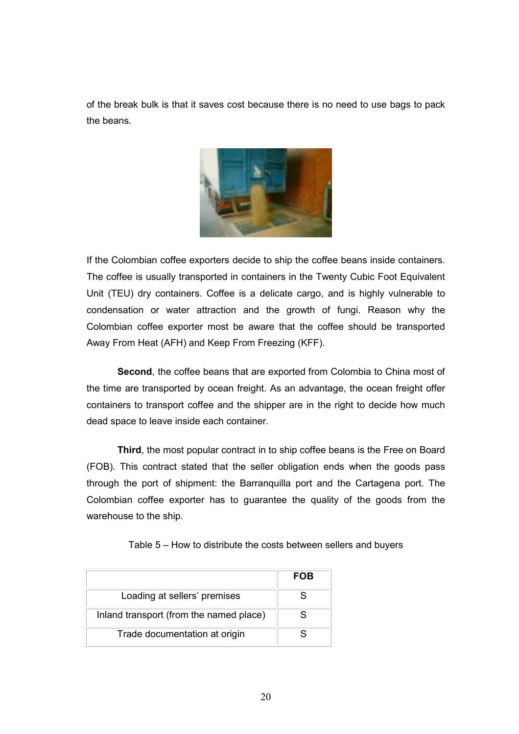of the break bulk is that it saves cost because there is no need to use bags to pack the beans.

If the Colombian coffee exporters decide to ship the coffee beans inside containers. The coffee is usually transported in containers in the Twenty Cubic Foot Equivalent Unit (TEU) dry containers. Coffee is a delicate cargo, and is highly vulnerable to condensation or water attraction and the growth of fungi. Reason why the Colombian coffee exporter most be aware that the coffee should be transported Away From Heat (AFH) and Keep From Freezing (KFF).

**Second**, the coffee beans that are exported from Colombia to China most of the time are transported by ocean freight. As an advantage, the ocean freight offer containers to transport coffee and the shipper are in the right to decide how much dead space to leave inside each container.

**Third**, the most popular contract in to ship coffee beans is the Free on Board (FOB). This contract stated that the seller obligation ends when the goods pass through the port of shipment: the Barranquilla port and the Cartagena port. The Colombian coffee exporter has to guarantee the quality of the goods from the warehouse to the ship.

Table 5 – How to distribute the costs between sellers and buyers

| | **FOB** |
|---|---|
| Loading at sellers' premises | S |
| Inland transport (from the named place) | S |
| Trade documentation at origin | S |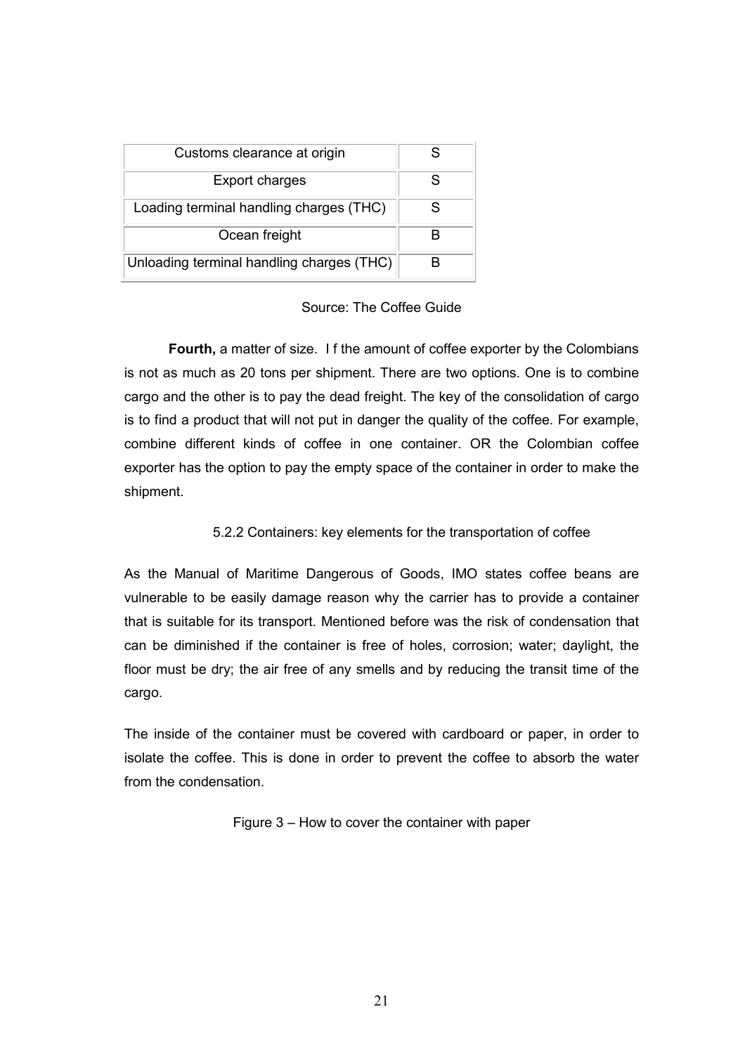| Customs clearance at origin | S |
|---|---|
| Export charges | S |
| Loading terminal handling charges (THC) | S |
| Ocean freight | B |
| Unloading terminal handling charges (THC) | B |

Source: The Coffee Guide

**Fourth,** a matter of size. I f the amount of coffee exporter by the Colombians is not as much as 20 tons per shipment. There are two options. One is to combine cargo and the other is to pay the dead freight. The key of the consolidation of cargo is to find a product that will not put in danger the quality of the coffee. For example, combine different kinds of coffee in one container. OR the Colombian coffee exporter has the option to pay the empty space of the container in order to make the shipment.

### 5.2.2 Containers: key elements for the transportation of coffee

As the Manual of Maritime Dangerous of Goods, IMO states coffee beans are vulnerable to be easily damage reason why the carrier has to provide a container that is suitable for its transport. Mentioned before was the risk of condensation that can be diminished if the container is free of holes, corrosion; water; daylight, the floor must be dry; the air free of any smells and by reducing the transit time of the cargo.

The inside of the container must be covered with cardboard or paper, in order to isolate the coffee. This is done in order to prevent the coffee to absorb the water from the condensation.

Figure 3 – How to cover the container with paper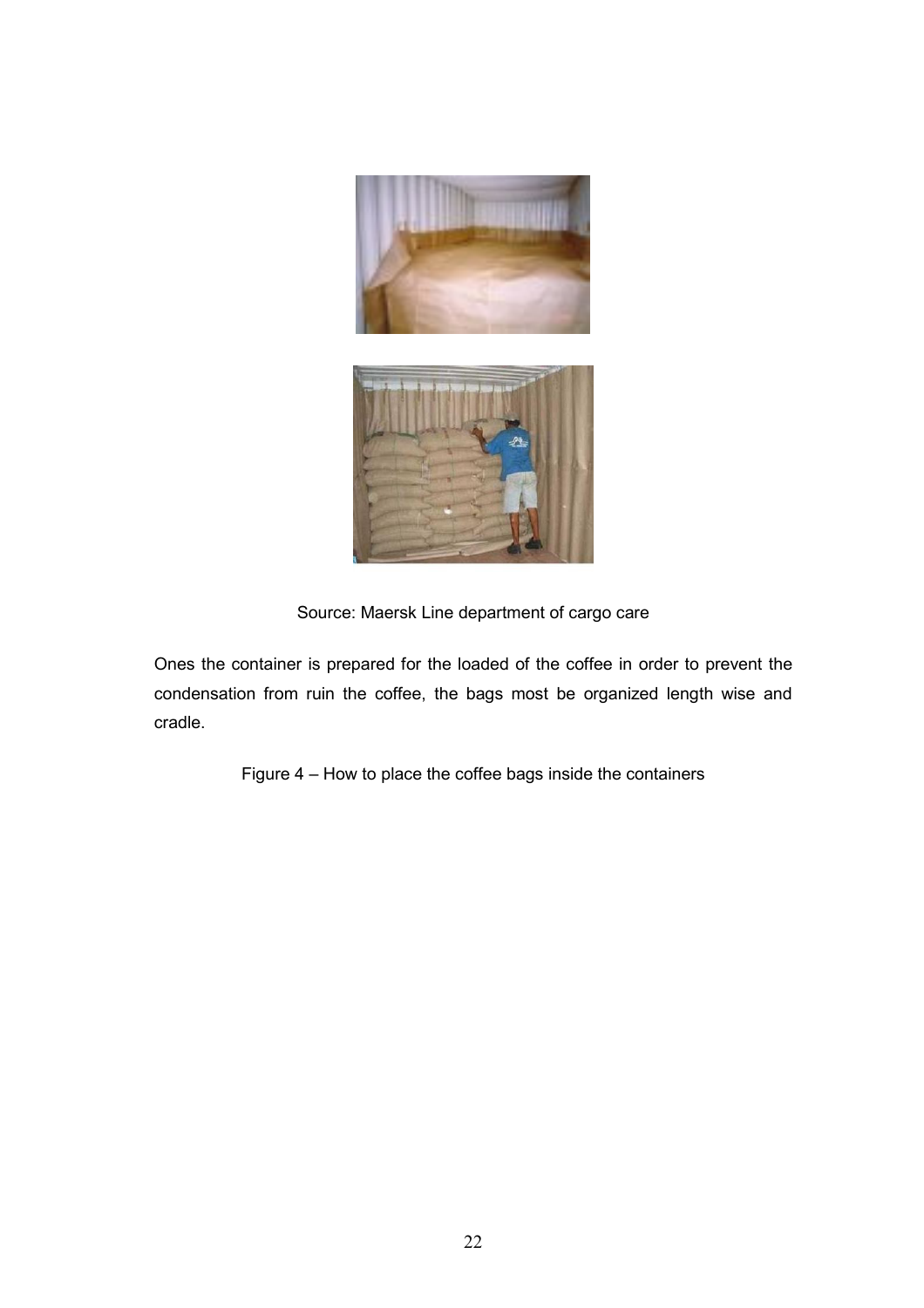Source: Maersk Line department of cargo care

Ones the container is prepared for the loaded of the coffee in order to prevent the condensation from ruin the coffee, the bags most be organized length wise and cradle.

Figure 4 – How to place the coffee bags inside the containers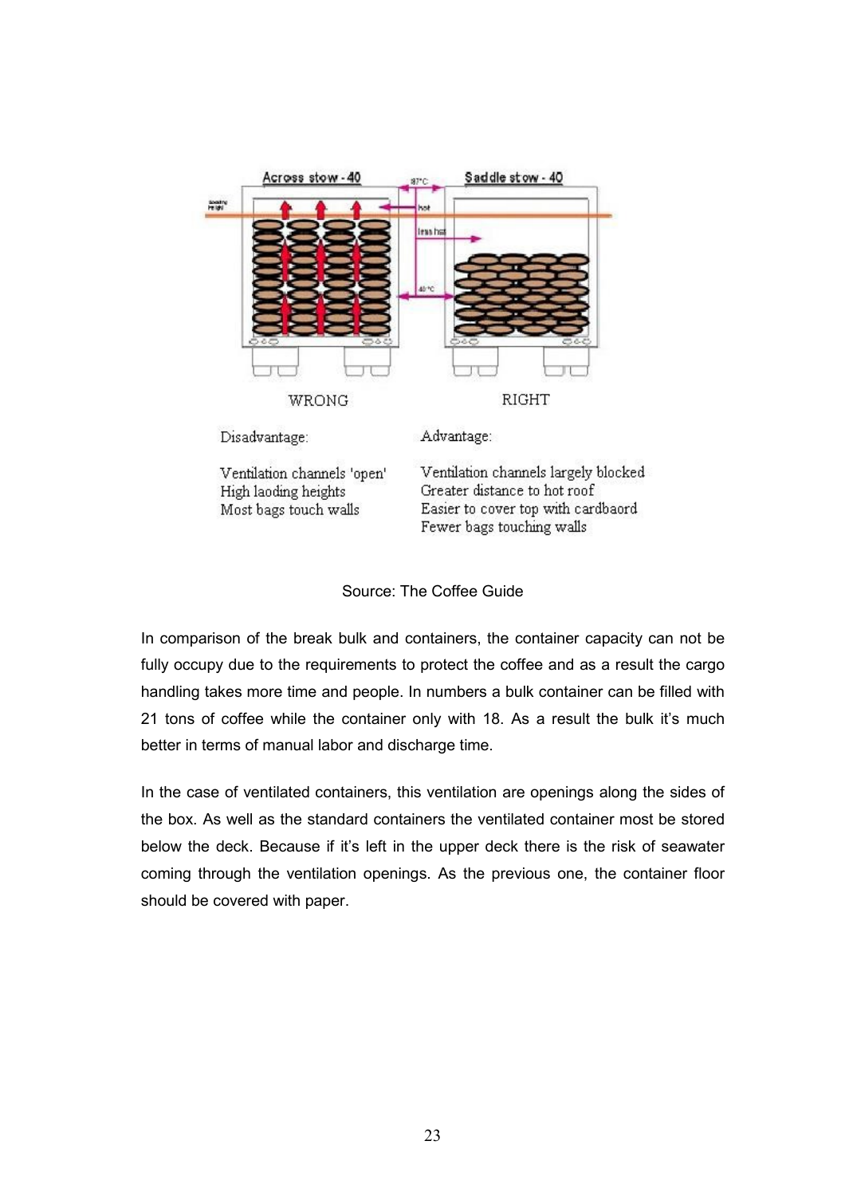Across stow - 40 — WRONG

Disadvantage:

Ventilation channels 'open'
High laoding heights
Most bags touch walls

Saddle stow - 40 — RIGHT

Advantage:

Ventilation channels largely blocked
Greater distance to hot roof
Easier to cover top with cardbaord
Fewer bags touching walls

Source: The Coffee Guide

In comparison of the break bulk and containers, the container capacity can not be fully occupy due to the requirements to protect the coffee and as a result the cargo handling takes more time and people. In numbers a bulk container can be filled with 21 tons of coffee while the container only with 18. As a result the bulk it's much better in terms of manual labor and discharge time.

In the case of ventilated containers, this ventilation are openings along the sides of the box. As well as the standard containers the ventilated container most be stored below the deck. Because if it's left in the upper deck there is the risk of seawater coming through the ventilation openings. As the previous one, the container floor should be covered with paper.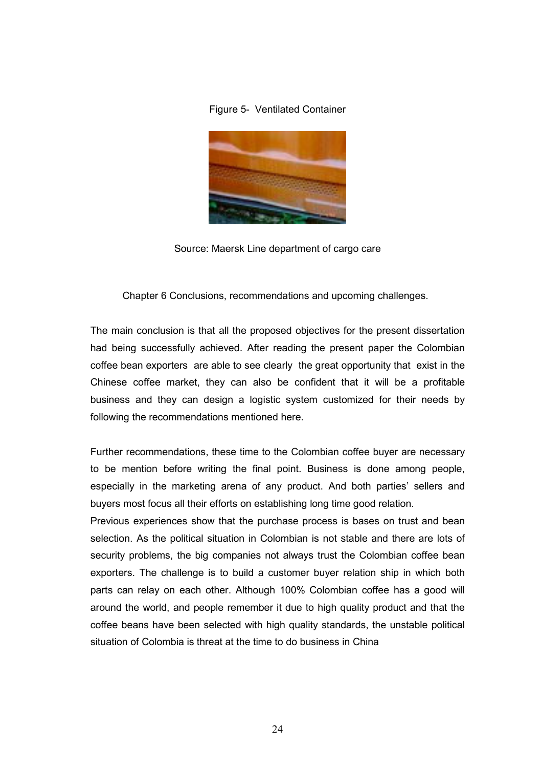Figure 5- Ventilated Container

Source: Maersk Line department of cargo care

## Chapter 6 Conclusions, recommendations and upcoming challenges.

The main conclusion is that all the proposed objectives for the present dissertation had being successfully achieved. After reading the present paper the Colombian coffee bean exporters are able to see clearly the great opportunity that exist in the Chinese coffee market, they can also be confident that it will be a profitable business and they can design a logistic system customized for their needs by following the recommendations mentioned here.

Further recommendations, these time to the Colombian coffee buyer are necessary to be mention before writing the final point. Business is done among people, especially in the marketing arena of any product. And both parties' sellers and buyers most focus all their efforts on establishing long time good relation.

Previous experiences show that the purchase process is bases on trust and bean selection. As the political situation in Colombian is not stable and there are lots of security problems, the big companies not always trust the Colombian coffee bean exporters. The challenge is to build a customer buyer relation ship in which both parts can relay on each other. Although 100% Colombian coffee has a good will around the world, and people remember it due to high quality product and that the coffee beans have been selected with high quality standards, the unstable political situation of Colombia is threat at the time to do business in China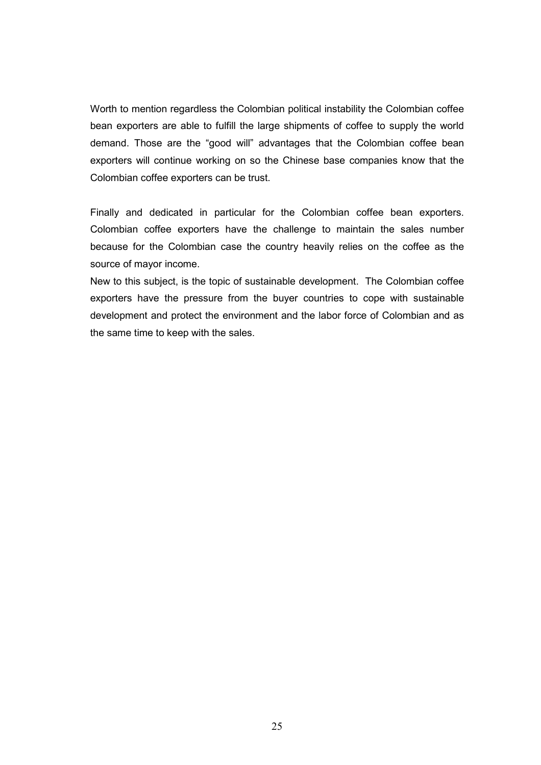Worth to mention regardless the Colombian political instability the Colombian coffee bean exporters are able to fulfill the large shipments of coffee to supply the world demand. Those are the "good will" advantages that the Colombian coffee bean exporters will continue working on so the Chinese base companies know that the Colombian coffee exporters can be trust.

Finally and dedicated in particular for the Colombian coffee bean exporters. Colombian coffee exporters have the challenge to maintain the sales number because for the Colombian case the country heavily relies on the coffee as the source of mayor income.
New to this subject, is the topic of sustainable development. The Colombian coffee exporters have the pressure from the buyer countries to cope with sustainable development and protect the environment and the labor force of Colombian and as the same time to keep with the sales.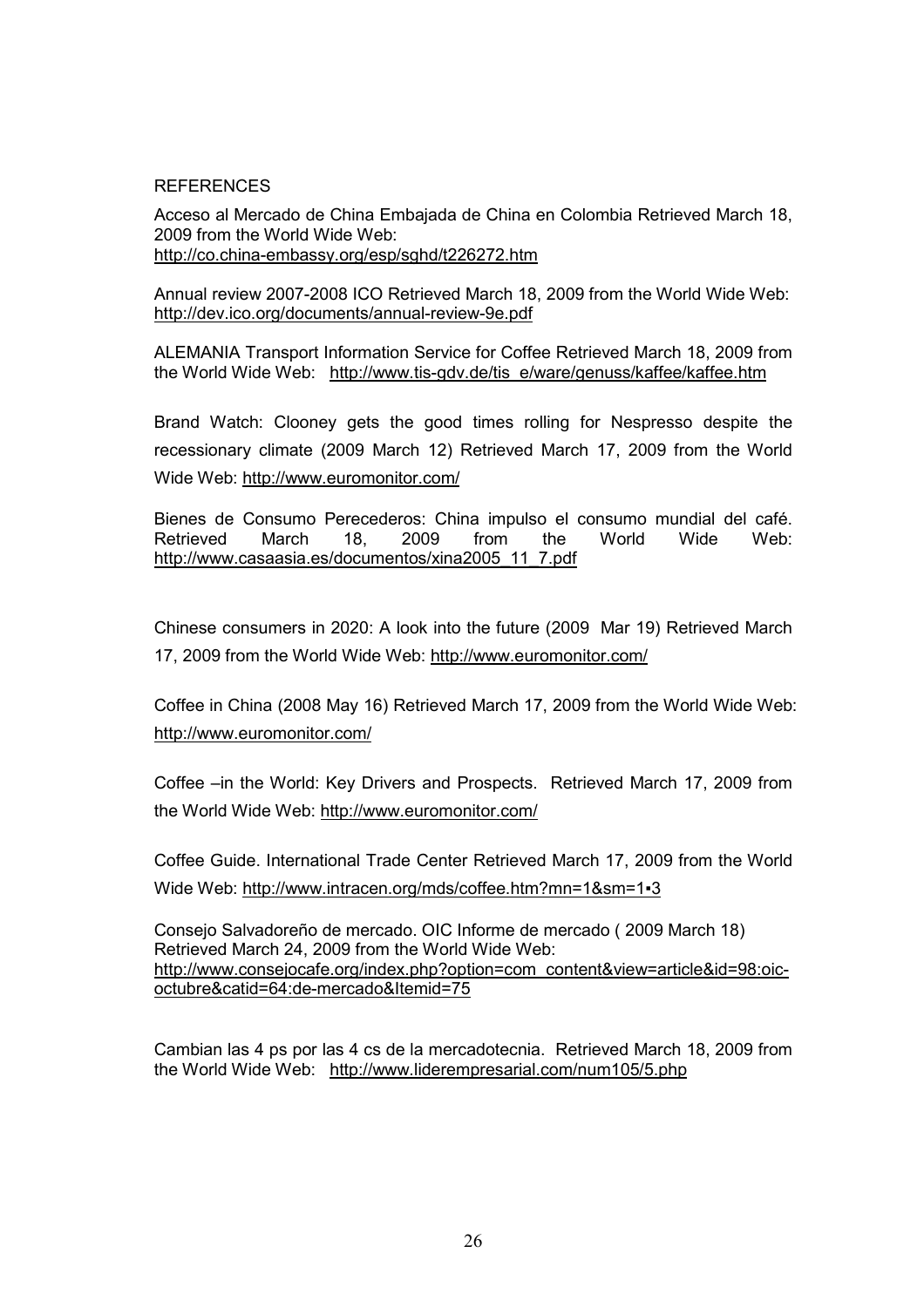## REFERENCES

Acceso al Mercado de China Embajada de China en Colombia Retrieved March 18, 2009 from the World Wide Web: http://co.china-embassy.org/esp/sghd/t226272.htm

Annual review 2007-2008 ICO Retrieved March 18, 2009 from the World Wide Web: http://dev.ico.org/documents/annual-review-9e.pdf

ALEMANIA Transport Information Service for Coffee Retrieved March 18, 2009 from the World Wide Web: http://www.tis-gdv.de/tis_e/ware/genuss/kaffee/kaffee.htm

Brand Watch: Clooney gets the good times rolling for Nespresso despite the recessionary climate (2009 March 12) Retrieved March 17, 2009 from the World Wide Web: http://www.euromonitor.com/

Bienes de Consumo Perecederos: China impulso el consumo mundial del café. Retrieved March 18, 2009 from the World Wide Web: http://www.casaasia.es/documentos/xina2005_11_7.pdf

Chinese consumers in 2020: A look into the future (2009 Mar 19) Retrieved March 17, 2009 from the World Wide Web: http://www.euromonitor.com/

Coffee in China (2008 May 16) Retrieved March 17, 2009 from the World Wide Web: http://www.euromonitor.com/

Coffee –in the World: Key Drivers and Prospects. Retrieved March 17, 2009 from the World Wide Web: http://www.euromonitor.com/

Coffee Guide. International Trade Center Retrieved March 17, 2009 from the World Wide Web: http://www.intracen.org/mds/coffee.htm?mn=1&sm=1▪3

Consejo Salvadoreño de mercado. OIC Informe de mercado ( 2009 March 18) Retrieved March 24, 2009 from the World Wide Web: http://www.consejocafe.org/index.php?option=com_content&view=article&id=98:oic-octubre&catid=64:de-mercado&Itemid=75

Cambian las 4 ps por las 4 cs de la mercadotecnia. Retrieved March 18, 2009 from the World Wide Web: http://www.liderempresarial.com/num105/5.php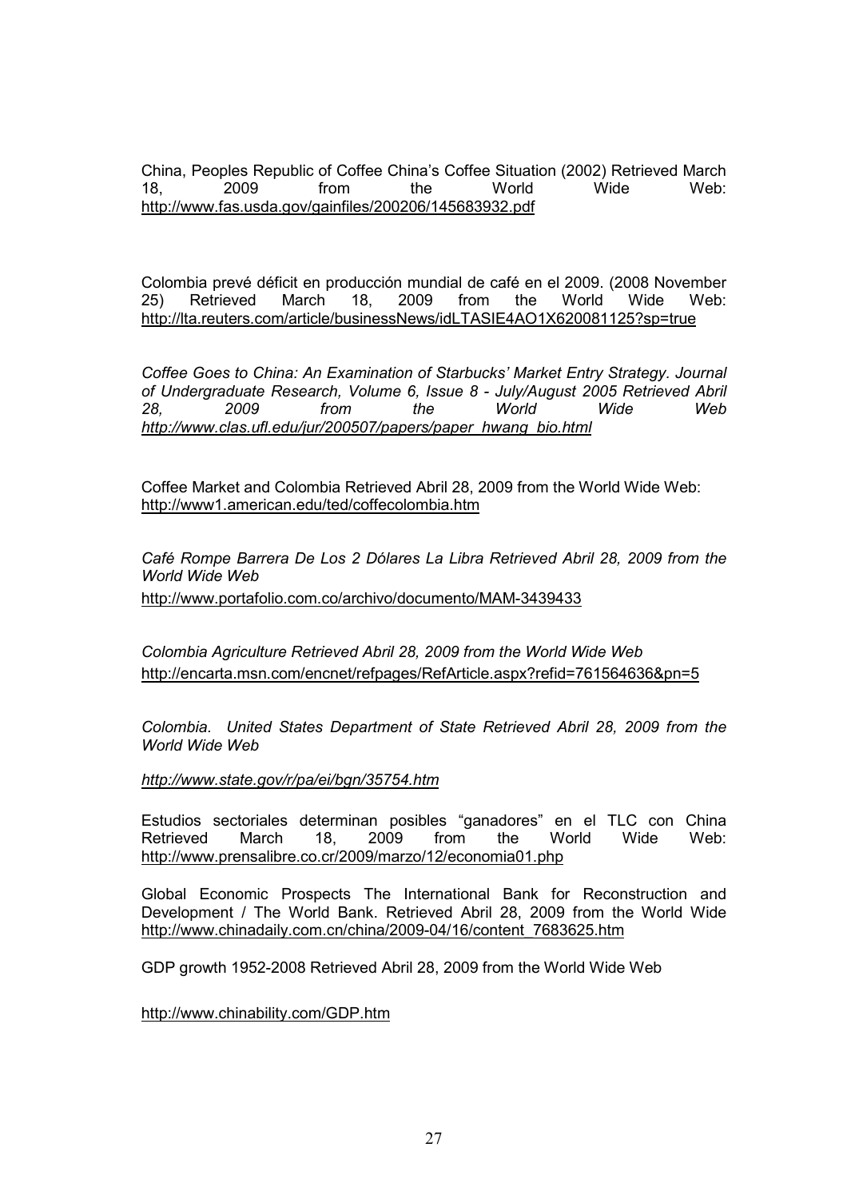China, Peoples Republic of Coffee China's Coffee Situation (2002) Retrieved March 18, 2009 from the World Wide Web: http://www.fas.usda.gov/gainfiles/200206/145683932.pdf

Colombia prevé déficit en producción mundial de café en el 2009. (2008 November 25) Retrieved March 18, 2009 from the World Wide Web: http://lta.reuters.com/article/businessNews/idLTASIE4AO1X620081125?sp=true

*Coffee Goes to China: An Examination of Starbucks' Market Entry Strategy. Journal of Undergraduate Research, Volume 6, Issue 8 - July/August 2005 Retrieved Abril 28, 2009 from the World Wide Web http://www.clas.ufl.edu/jur/200507/papers/paper_hwang_bio.html*

Coffee Market and Colombia Retrieved Abril 28, 2009 from the World Wide Web: http://www1.american.edu/ted/coffecolombia.htm

*Café Rompe Barrera De Los 2 Dólares La Libra Retrieved Abril 28, 2009 from the World Wide Web*
http://www.portafolio.com.co/archivo/documento/MAM-3439433

*Colombia Agriculture Retrieved Abril 28, 2009 from the World Wide Web*
http://encarta.msn.com/encnet/refpages/RefArticle.aspx?refid=761564636&pn=5

*Colombia. United States Department of State Retrieved Abril 28, 2009 from the World Wide Web*

*http://www.state.gov/r/pa/ei/bgn/35754.htm*

Estudios sectoriales determinan posibles "ganadores" en el TLC con China Retrieved March 18, 2009 from the World Wide Web: http://www.prensalibre.co.cr/2009/marzo/12/economia01.php

Global Economic Prospects The International Bank for Reconstruction and Development / The World Bank. Retrieved Abril 28, 2009 from the World Wide http://www.chinadaily.com.cn/china/2009-04/16/content_7683625.htm

GDP growth 1952-2008 Retrieved Abril 28, 2009 from the World Wide Web

http://www.chinability.com/GDP.htm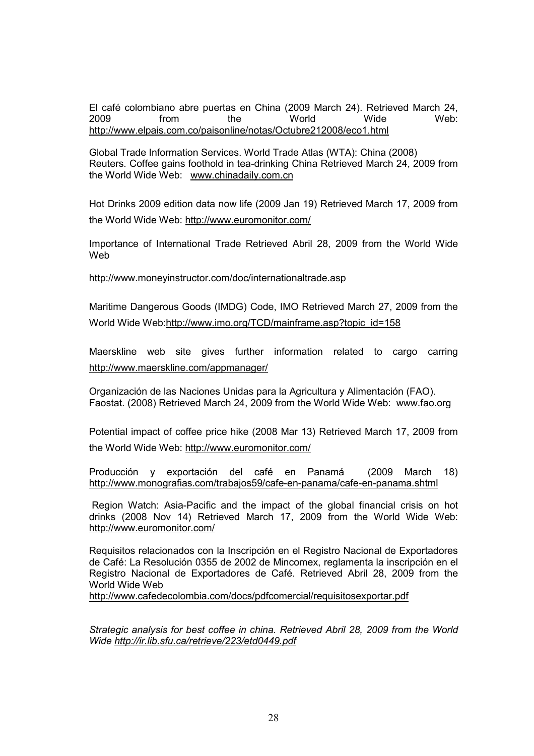El café colombiano abre puertas en China (2009 March 24). Retrieved March 24, 2009 from the World Wide Web: http://www.elpais.com.co/paisonline/notas/Octubre212008/eco1.html

Global Trade Information Services. World Trade Atlas (WTA): China (2008)
Reuters. Coffee gains foothold in tea-drinking China Retrieved March 24, 2009 from the World Wide Web: www.chinadaily.com.cn

Hot Drinks 2009 edition data now life (2009 Jan 19) Retrieved March 17, 2009 from the World Wide Web: http://www.euromonitor.com/

Importance of International Trade Retrieved Abril 28, 2009 from the World Wide Web

http://www.moneyinstructor.com/doc/internationaltrade.asp

Maritime Dangerous Goods (IMDG) Code, IMO Retrieved March 27, 2009 from the World Wide Web:http://www.imo.org/TCD/mainframe.asp?topic_id=158

Maerskline web site gives further information related to cargo carring http://www.maerskline.com/appmanager/

Organización de las Naciones Unidas para la Agricultura y Alimentación (FAO). Faostat. (2008) Retrieved March 24, 2009 from the World Wide Web: www.fao.org

Potential impact of coffee price hike (2008 Mar 13) Retrieved March 17, 2009 from the World Wide Web: http://www.euromonitor.com/

Producción y exportación del café en Panamá (2009 March 18) http://www.monografias.com/trabajos59/cafe-en-panama/cafe-en-panama.shtml

Region Watch: Asia-Pacific and the impact of the global financial crisis on hot drinks (2008 Nov 14) Retrieved March 17, 2009 from the World Wide Web: http://www.euromonitor.com/

Requisitos relacionados con la Inscripción en el Registro Nacional de Exportadores de Café: La Resolución 0355 de 2002 de Mincomex, reglamenta la inscripción en el Registro Nacional de Exportadores de Café. Retrieved Abril 28, 2009 from the World Wide Web
http://www.cafedecolombia.com/docs/pdfcomercial/requisitosexportar.pdf

*Strategic analysis for best coffee in china. Retrieved Abril 28, 2009 from the World Wide http://ir.lib.sfu.ca/retrieve/223/etd0449.pdf*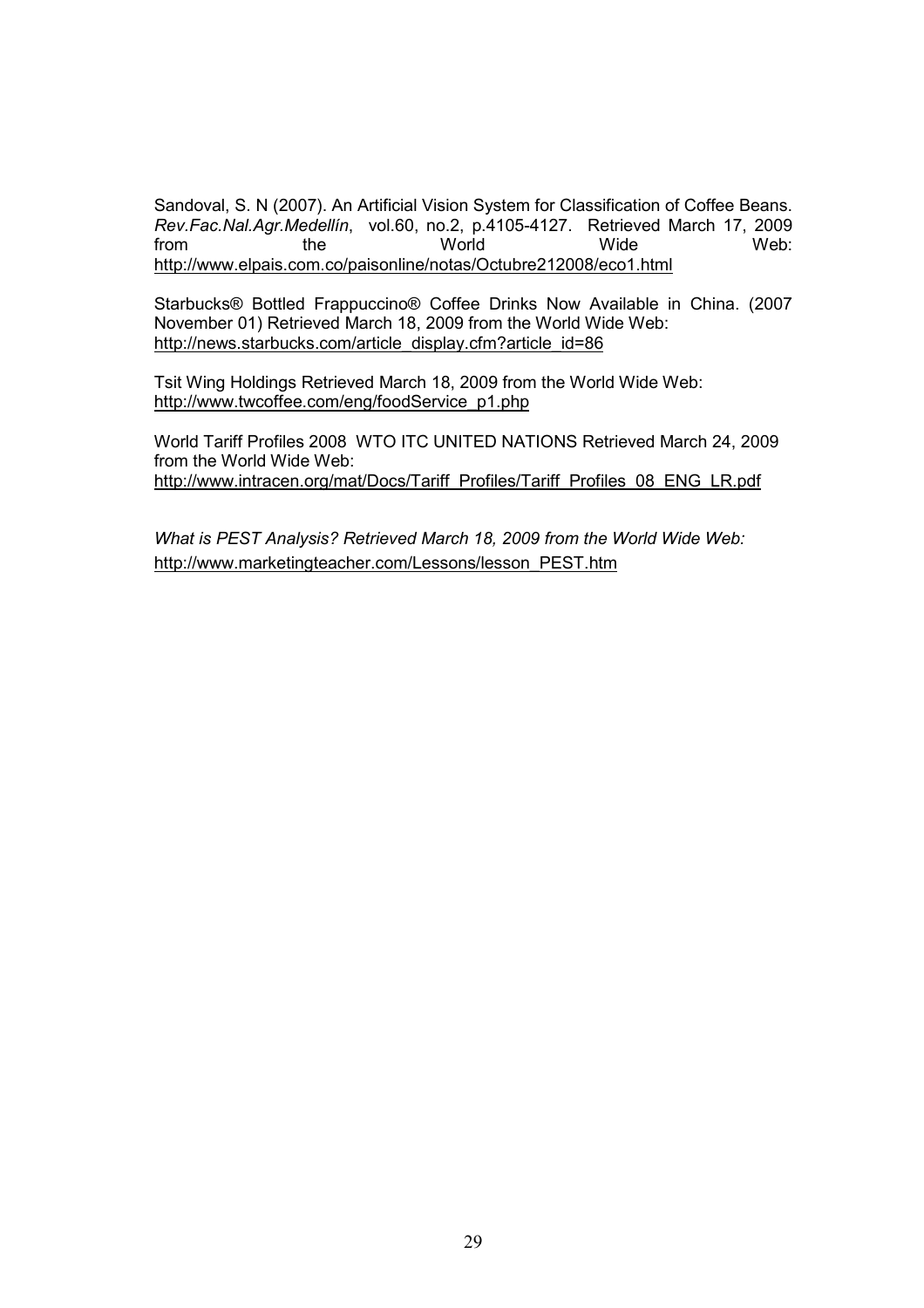Sandoval, S. N (2007). An Artificial Vision System for Classification of Coffee Beans. *Rev.Fac.Nal.Agr.Medellín*, vol.60, no.2, p.4105-4127. Retrieved March 17, 2009 from the World Wide Web: http://www.elpais.com.co/paisonline/notas/Octubre212008/eco1.html

Starbucks® Bottled Frappuccino® Coffee Drinks Now Available in China. (2007 November 01) Retrieved March 18, 2009 from the World Wide Web: http://news.starbucks.com/article_display.cfm?article_id=86

Tsit Wing Holdings Retrieved March 18, 2009 from the World Wide Web: http://www.twcoffee.com/eng/foodService_p1.php

World Tariff Profiles 2008 WTO ITC UNITED NATIONS Retrieved March 24, 2009 from the World Wide Web: http://www.intracen.org/mat/Docs/Tariff_Profiles/Tariff_Profiles_08_ENG_LR.pdf

*What is PEST Analysis? Retrieved March 18, 2009 from the World Wide Web:* http://www.marketingteacher.com/Lessons/lesson_PEST.htm